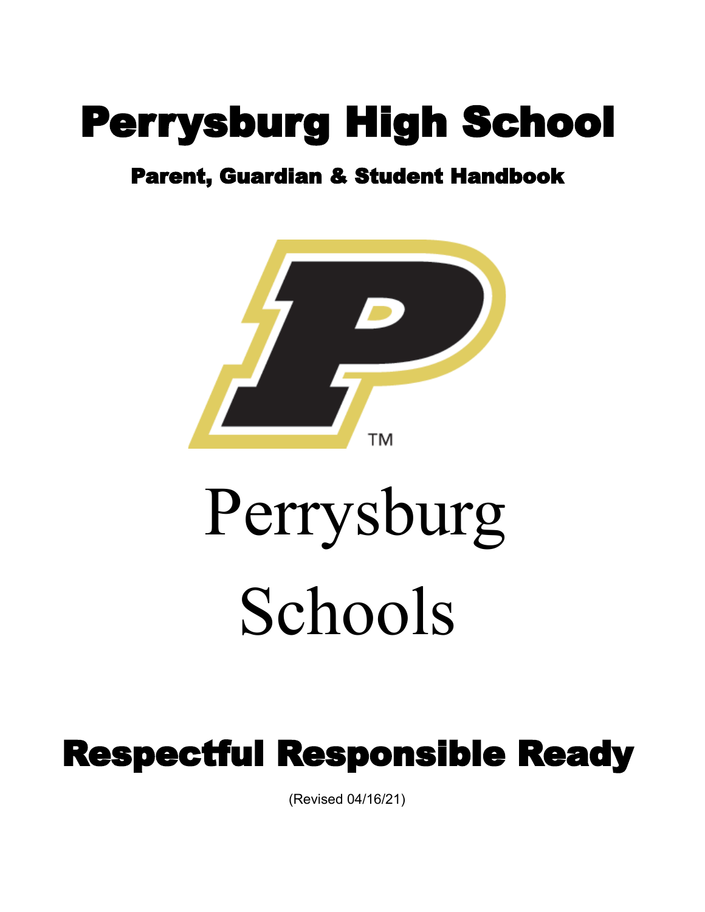# Perrysburg High School

## Parent, Guardian & Student Handbook

Perrysburg Schools

## Respectful Responsible Ready

(Revised 04/16/21)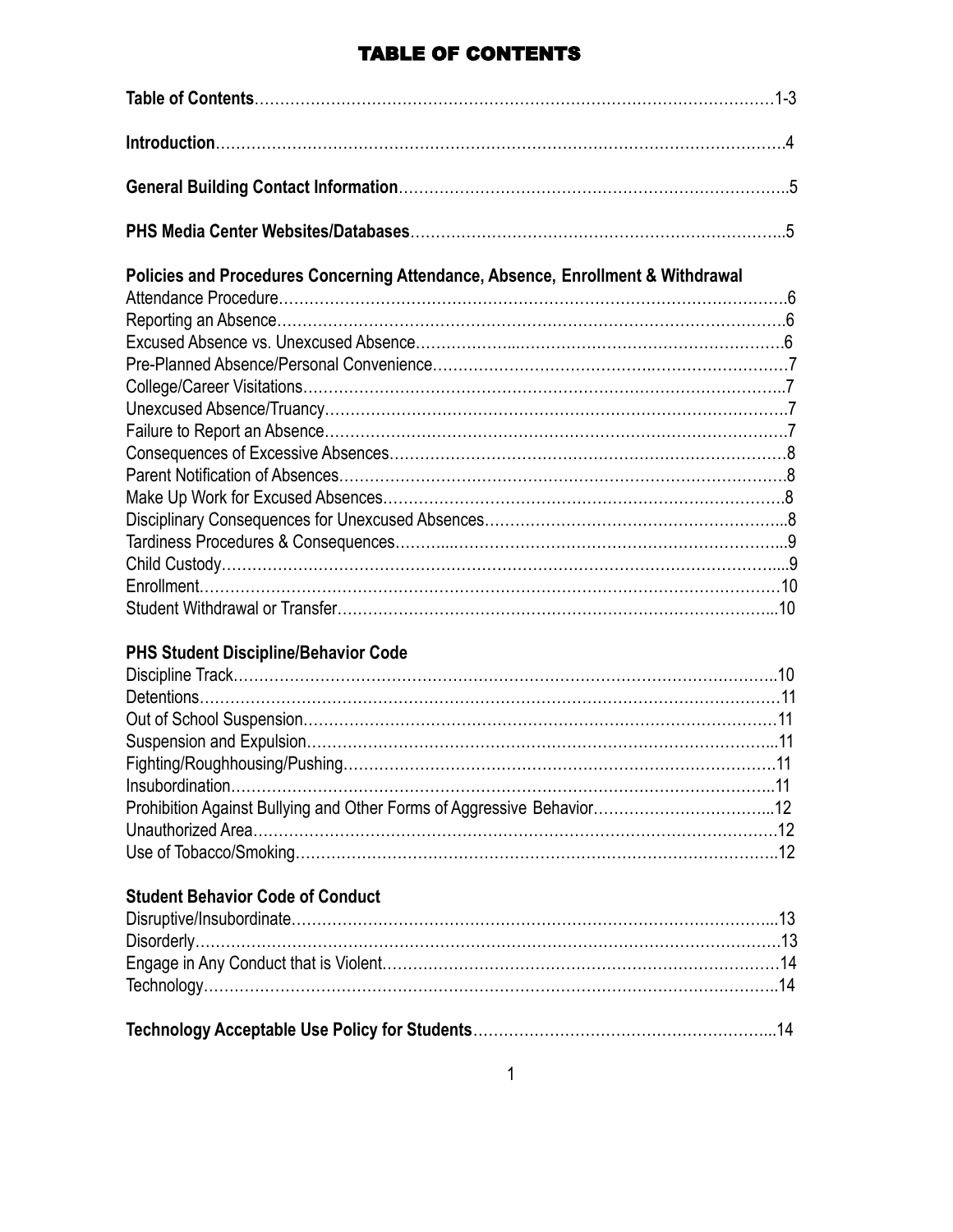# TABLE OF CONTENTS

**Table of Contents**……………………………………………………………………………………1-3

**Introduction**………………………………………………………………………………………………4

**General Building Contact Information**………………………………………………………………….5

**PHS Media Center Websites/Databases**……………………………………………………………….5

**Policies and Procedures Concerning Attendance, Absence, Enrollment & Withdrawal**

Attendance Procedure………………………………………………………………………………….6
Reporting an Absence………………………………………………………………………………….6
Excused Absence vs. Unexcused Absence……………….………………………………………….6
Pre-Planned Absence/Personal Convenience……………………………….……………………….7
College/Career Visitations……………………………………………………………………………..7
Unexcused Absence/Truancy…………………………………………………………………………..7
Failure to Report an Absence………………………………………………………………………….7
Consequences of Excessive Absences………………………………………………………………8
Parent Notification of Absences……………………………………………………………………….8
Make Up Work for Excused Absences……………………………………………………………….8
Disciplinary Consequences for Unexcused Absences………………………………………………..8
Tardiness Procedures & Consequences………...…………………………………………………...9
Child Custody…………………………………………………………………………………………....9
Enrollment……………………………………………………………………………………………….10
Student Withdrawal or Transfer………………………………………………………………………..10

**PHS Student Discipline/Behavior Code**

Discipline Track………………………………………………………………………………………….10
Detentions……………………………………………………………………………………………….11
Out of School Suspension……………………………………………………………………………..11
Suspension and Expulsion……………………………………………………………………………...11
Fighting/Roughhousing/Pushing……………………………………………………………………….11
Insubordination…………………………………………………………………………………………..11
Prohibition Against Bullying and Other Forms of Aggressive Behavior……………………………...12
Unauthorized Area……………………………………………………………………………………….12
Use of Tobacco/Smoking………………………………………………………………………………..12

**Student Behavior Code of Conduct**

Disruptive/Insubordinate…………………………………………………………………………………...13
Disorderly………………………………………………………………………………………………….13
Engage in Any Conduct that is Violent…………………………………………………………………14
Technology………………………………………………………………………………………………..14

**Technology Acceptable Use Policy for Students**…………………………………………………...14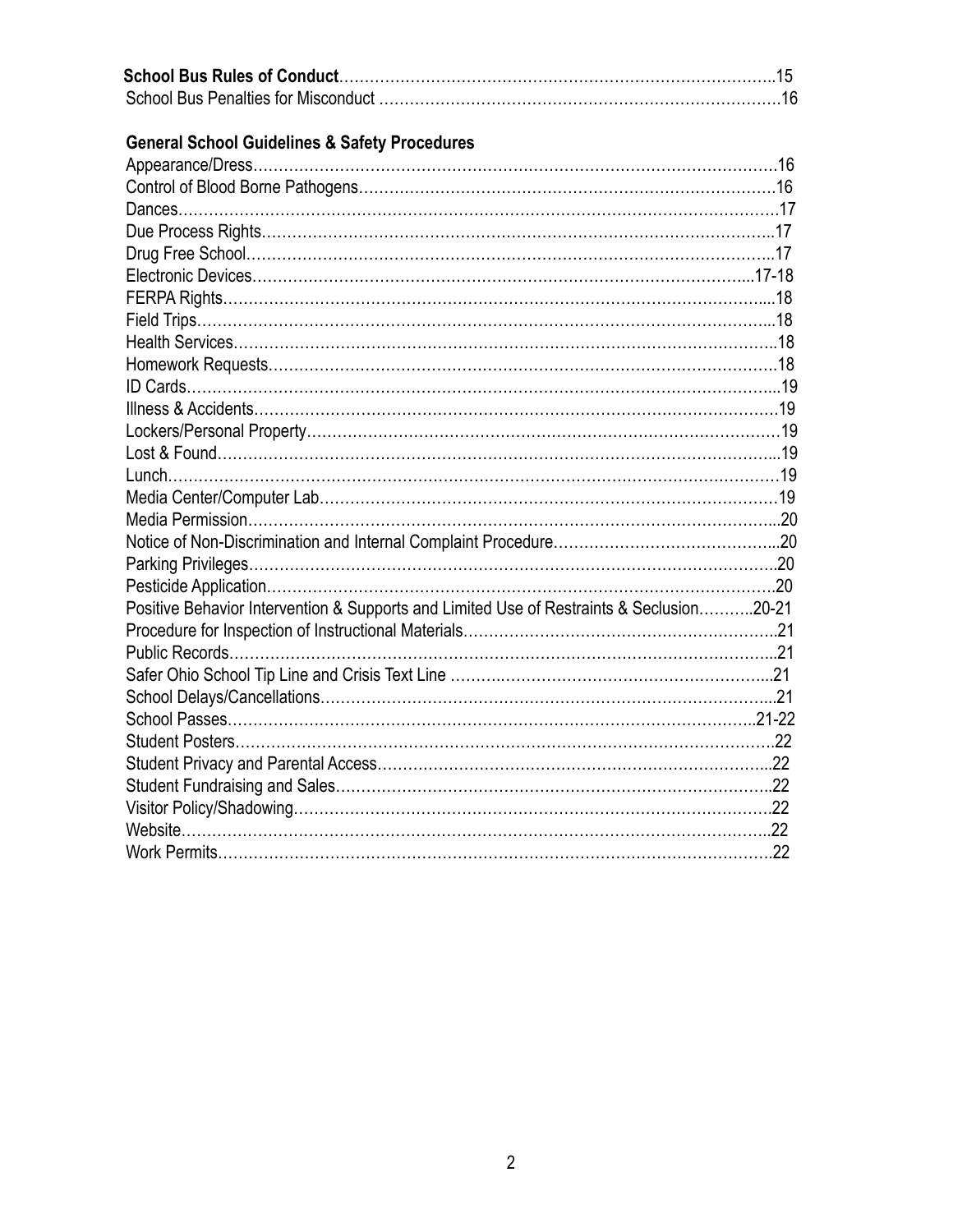**School Bus Rules of Conduct**……………………………………………………………………………..15
School Bus Penalties for Misconduct ……………………………………………………………………….16

**General School Guidelines & Safety Procedures**

Appearance/Dress……………………………………………………………………………………………16
Control of Blood Borne Pathogens…………………………………………………………………………16
Dances…………………………………………………………………………………………………………17
Due Process Rights…………………………………………………………………………………………..17
Drug Free School……………………………………………………………………………………………..17
Electronic Devices…………………………………………………………………………………………...17-18
FERPA Rights………………………………………………………………………………………………....18
Field Trips……………………………………………………………………………………………………...18
Health Services………………………………………………………………………………………………..18
Homework Requests…………………………………………………………………………………………18
ID Cards………………………………………………………………………………………………………...19
Illness & Accidents……………………………………………………………………………………………19
Lockers/Personal Property…………………………………………………………………………………19
Lost & Found…………………………………………………………………………………………………...19
Lunch……………………………………………………………………………………………………………19
Media Center/Computer Lab………………………………………………………………………………19
Media Permission……………………………………………………………………………………………...20
Notice of Non-Discrimination and Internal Complaint Procedure……………………………………...20
Parking Privileges……………………………………………………………………………………………..20
Pesticide Application………………………………………………………………………………………….20
Positive Behavior Intervention & Supports and Limited Use of Restraints & Seclusion………..20-21
Procedure for Inspection of Instructional Materials……………………………………………………..21
Public Records…………………………………………………………………………………………………..21
Safer Ohio School Tip Line and Crisis Text Line ……………………………………………………...21
School Delays/Cancellations…………………………………………………………………………….....21
School Passes………………………………………………………………………………………………..21-22
Student Posters………………………………………………………………………………………………..22
Student Privacy and Parental Access……………………………………………………………………...22
Student Fundraising and Sales……………………………………………………………………………..22
Visitor Policy/Shadowing…………………………………………………………………………………….22
Website………………………………………………………………………………………………………..22
Work Permits…………………………………………………………………………………………………..22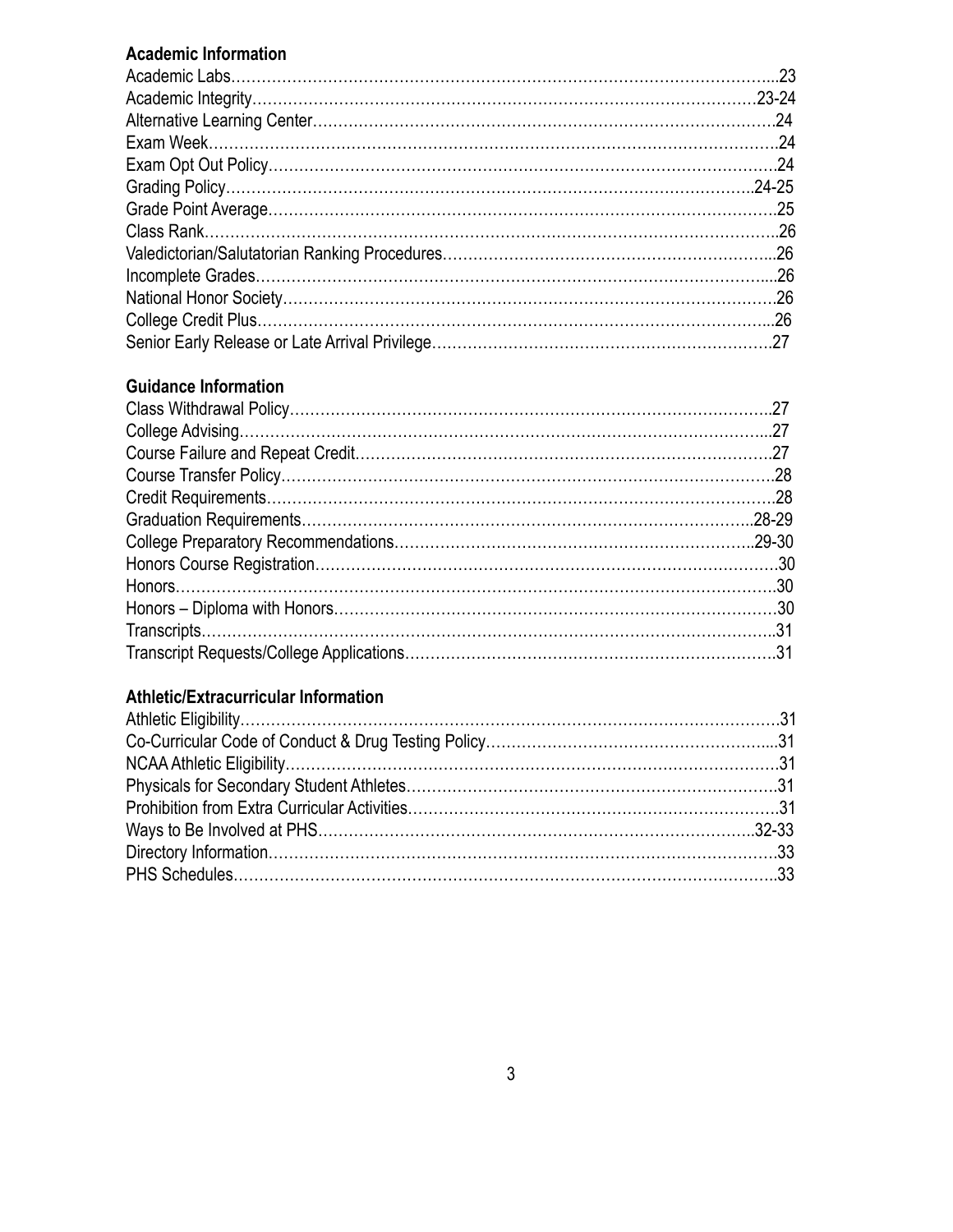**Academic Information**

Academic Labs……………………………………………………………………………………………...23
Academic Integrity……………………………………………………………………………………23-24
Alternative Learning Center……………………………………………………………………………..24
Exam Week………………………………………………………………………………………………24
Exam Opt Out Policy……………………………………………………………………………………..24
Grading Policy………………………………………………………………………………………..24-25
Grade Point Average……………………………………………………………………………………..25
Class Rank…………………………………………………………………………………………………26
Valedictorian/Salutatorian Ranking Procedures………………………………………………………...26
Incomplete Grades………………………………………………………………………………………...26
National Honor Society……………………………………………………………………………………26
College Credit Plus………………………………………………………………………………………...26
Senior Early Release or Late Arrival Privilege…………………………………………………………27

**Guidance Information**

Class Withdrawal Policy…………………………………………………………………………………..27
College Advising…………………………………………………………………………………………...27
Course Failure and Repeat Credit………………………………………………………………………27
Course Transfer Policy…………………………………………………………………………………...28
Credit Requirements………………………………………………………………………………………28
Graduation Requirements……………………………………………………………………………..28-29
College Preparatory Recommendations……………………………………………………………..29-30
Honors Course Registration………………………………………………………………………………30
Honors………………………………………………………………………………………………………30
Honors – Diploma with Honors…………………………………………………………………………..30
Transcripts………………………………………………………………………………………………...31
Transcript Requests/College Applications……………………………………………………………….31

**Athletic/Extracurricular Information**

Athletic Eligibility…………………………………………………………………………………………31
Co-Curricular Code of Conduct & Drug Testing Policy………………………………………………....31
NCAA Athletic Eligibility………………………………………………………………………………….31
Physicals for Secondary Student Athletes……………………………………………………………….31
Prohibition from Extra Curricular Activities……………………………………………………………..31
Ways to Be Involved at PHS………………………………………………………………………….32-33
Directory Information………………………………………………………………………………………33
PHS Schedules…………………………………………………………………………………………….33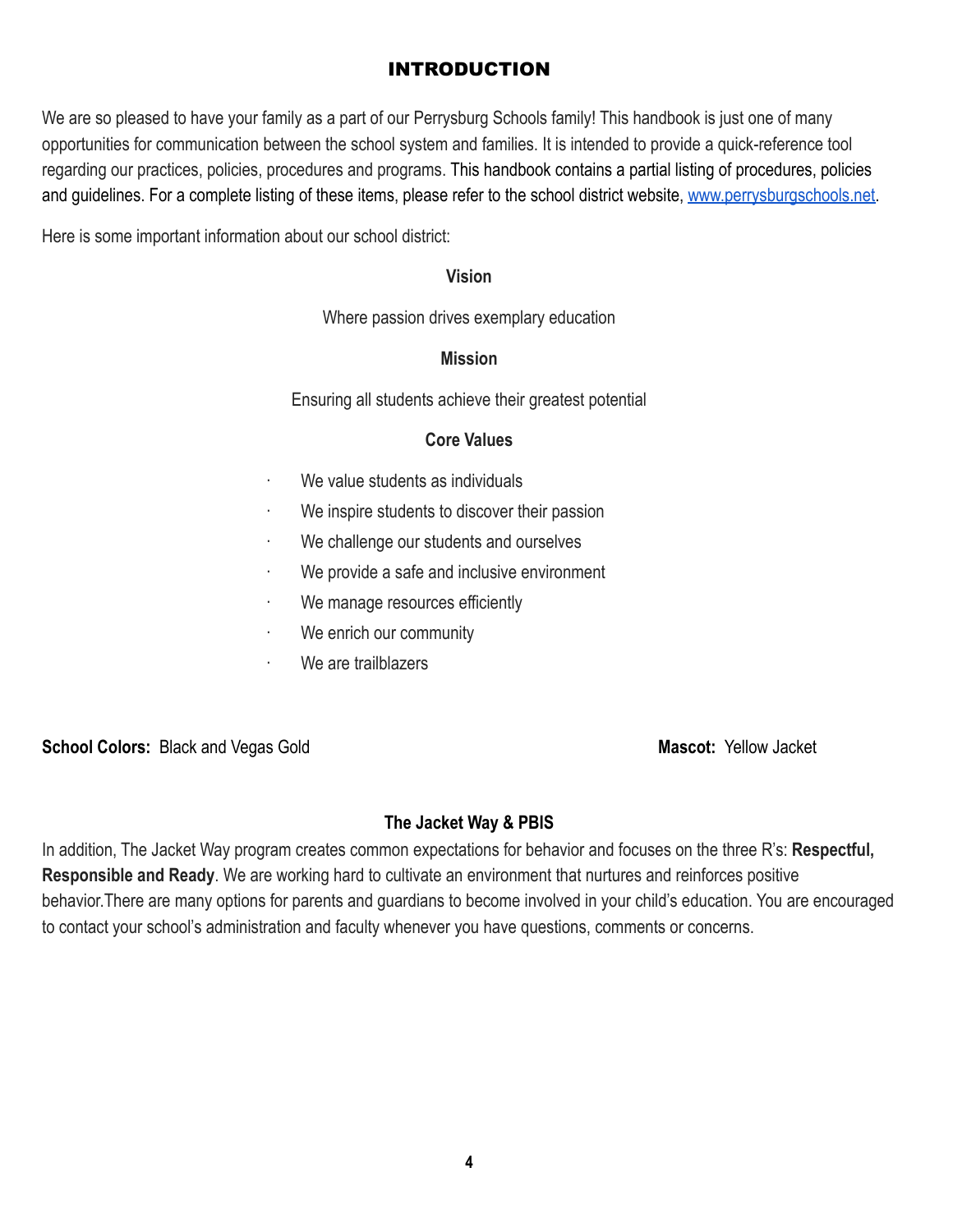# INTRODUCTION

We are so pleased to have your family as a part of our Perrysburg Schools family! This handbook is just one of many opportunities for communication between the school system and families. It is intended to provide a quick-reference tool regarding our practices, policies, procedures and programs. This handbook contains a partial listing of procedures, policies and guidelines. For a complete listing of these items, please refer to the school district website, [www.perrysburgschools.net](http://www.perrysburgschools.net).

Here is some important information about our school district:

**Vision**

Where passion drives exemplary education

**Mission**

Ensuring all students achieve their greatest potential

**Core Values**

- We value students as individuals
- We inspire students to discover their passion
- We challenge our students and ourselves
- We provide a safe and inclusive environment
- We manage resources efficiently
- We enrich our community
- We are trailblazers

**School Colors:** Black and Vegas Gold

**Mascot:** Yellow Jacket

**The Jacket Way & PBIS**

In addition, The Jacket Way program creates common expectations for behavior and focuses on the three R's: **Respectful, Responsible and Ready**. We are working hard to cultivate an environment that nurtures and reinforces positive behavior.There are many options for parents and guardians to become involved in your child's education. You are encouraged to contact your school's administration and faculty whenever you have questions, comments or concerns.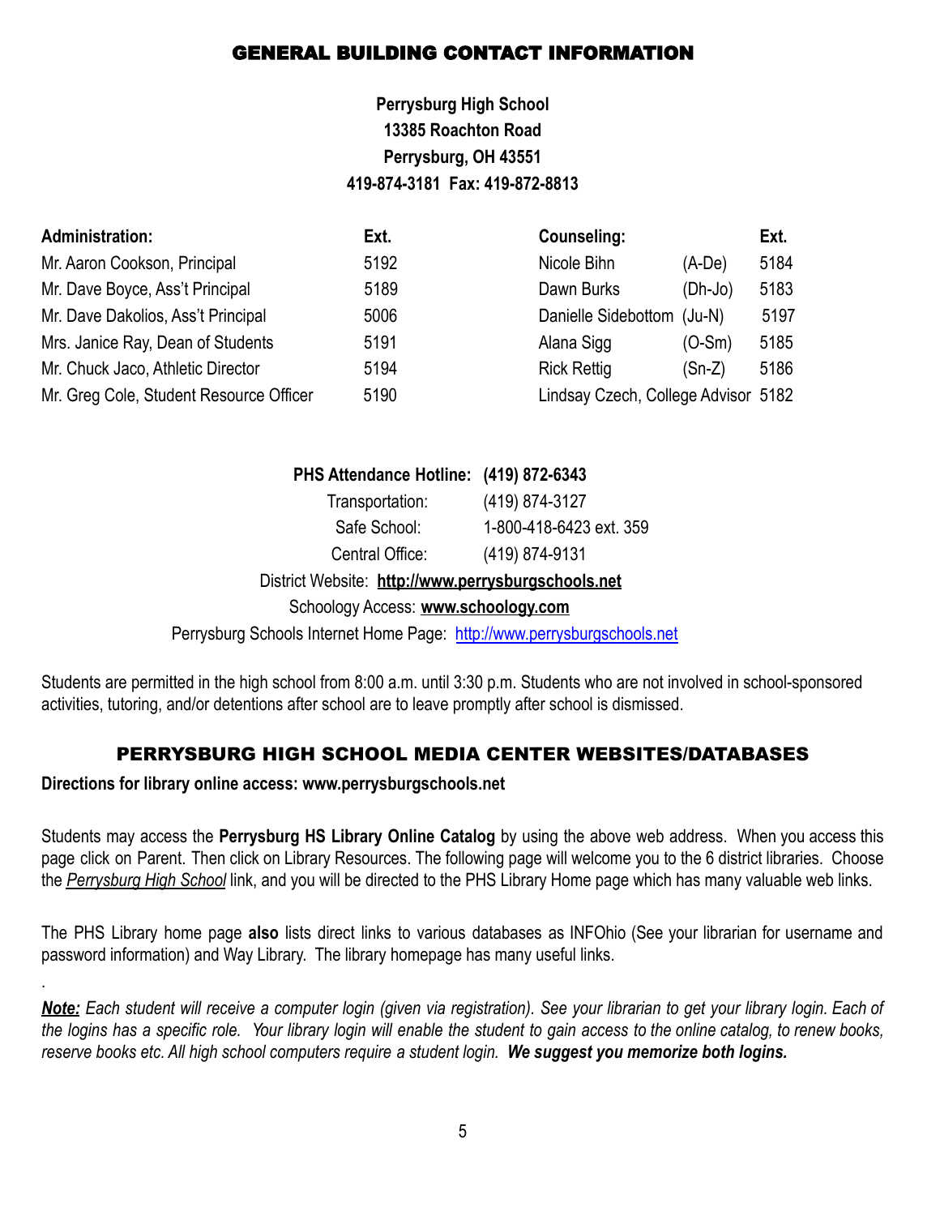## GENERAL BUILDING CONTACT INFORMATION

**Perrysburg High School**
**13385 Roachton Road**
**Perrysburg, OH 43551**
**419-874-3181 Fax: 419-872-8813**

| **Administration:** | **Ext.** |
|---|---|
| Mr. Aaron Cookson, Principal | 5192 |
| Mr. Dave Boyce, Ass't Principal | 5189 |
| Mr. Dave Dakolios, Ass't Principal | 5006 |
| Mrs. Janice Ray, Dean of Students | 5191 |
| Mr. Chuck Jaco, Athletic Director | 5194 |
| Mr. Greg Cole, Student Resource Officer | 5190 |

| **Counseling:** | | **Ext.** |
|---|---|---|
| Nicole Bihn | (A-De) | 5184 |
| Dawn Burks | (Dh-Jo) | 5183 |
| Danielle Sidebottom | (Ju-N) | 5197 |
| Alana Sigg | (O-Sm) | 5185 |
| Rick Rettig | (Sn-Z) | 5186 |
| Lindsay Czech, College Advisor | | 5182 |

**PHS Attendance Hotline: (419) 872-6343**
Transportation: (419) 874-3127
Safe School: 1-800-418-6423 ext. 359
Central Office: (419) 874-9131
District Website: **http://www.perrysburgschools.net**
Schoology Access: **www.schoology.com**
Perrysburg Schools Internet Home Page: http://www.perrysburgschools.net

Students are permitted in the high school from 8:00 a.m. until 3:30 p.m. Students who are not involved in school-sponsored activities, tutoring, and/or detentions after school are to leave promptly after school is dismissed.

## PERRYSBURG HIGH SCHOOL MEDIA CENTER WEBSITES/DATABASES

**Directions for library online access: www.perrysburgschools.net**

Students may access the **Perrysburg HS Library Online Catalog** by using the above web address. When you access this page click on Parent. Then click on Library Resources. The following page will welcome you to the 6 district libraries. Choose the *Perrysburg High School* link, and you will be directed to the PHS Library Home page which has many valuable web links.

The PHS Library home page **also** lists direct links to various databases as INFOhio (See your librarian for username and password information) and Way Library. The library homepage has many useful links.

***Note:*** *Each student will receive a computer login (given via registration). See your librarian to get your library login. Each of the logins has a specific role. Your library login will enable the student to gain access to the online catalog, to renew books, reserve books etc. All high school computers require a student login.* ***We suggest you memorize both logins.***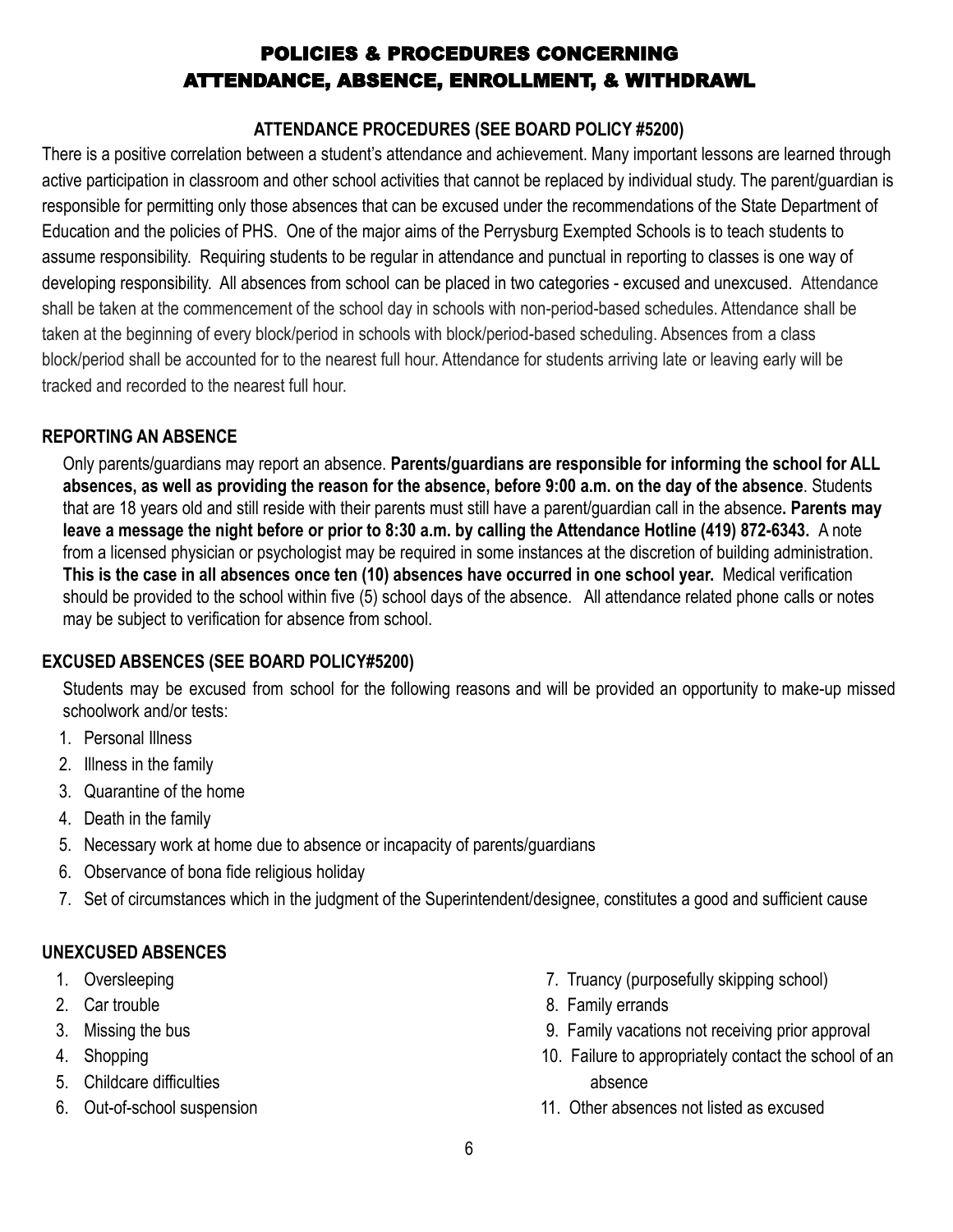# POLICIES & PROCEDURES CONCERNING ATTENDANCE, ABSENCE, ENROLLMENT, & WITHDRAWL

## ATTENDANCE PROCEDURES (SEE BOARD POLICY #5200)

There is a positive correlation between a student's attendance and achievement. Many important lessons are learned through active participation in classroom and other school activities that cannot be replaced by individual study. The parent/guardian is responsible for permitting only those absences that can be excused under the recommendations of the State Department of Education and the policies of PHS. One of the major aims of the Perrysburg Exempted Schools is to teach students to assume responsibility. Requiring students to be regular in attendance and punctual in reporting to classes is one way of developing responsibility. All absences from school can be placed in two categories - excused and unexcused. Attendance shall be taken at the commencement of the school day in schools with non-period-based schedules. Attendance shall be taken at the beginning of every block/period in schools with block/period-based scheduling. Absences from a class block/period shall be accounted for to the nearest full hour. Attendance for students arriving late or leaving early will be tracked and recorded to the nearest full hour.

### REPORTING AN ABSENCE

Only parents/guardians may report an absence. **Parents/guardians are responsible for informing the school for ALL absences, as well as providing the reason for the absence, before 9:00 a.m. on the day of the absence**. Students that are 18 years old and still reside with their parents must still have a parent/guardian call in the absence**. Parents may leave a message the night before or prior to 8:30 a.m. by calling the Attendance Hotline (419) 872-6343.** A note from a licensed physician or psychologist may be required in some instances at the discretion of building administration. **This is the case in all absences once ten (10) absences have occurred in one school year.** Medical verification should be provided to the school within five (5) school days of the absence. All attendance related phone calls or notes may be subject to verification for absence from school.

### EXCUSED ABSENCES (SEE BOARD POLICY#5200)

Students may be excused from school for the following reasons and will be provided an opportunity to make-up missed schoolwork and/or tests:

1. Personal Illness
2. Illness in the family
3. Quarantine of the home
4. Death in the family
5. Necessary work at home due to absence or incapacity of parents/guardians
6. Observance of bona fide religious holiday
7. Set of circumstances which in the judgment of the Superintendent/designee, constitutes a good and sufficient cause

### UNEXCUSED ABSENCES

1. Oversleeping
2. Car trouble
3. Missing the bus
4. Shopping
5. Childcare difficulties
6. Out-of-school suspension
7. Truancy (purposefully skipping school)
8. Family errands
9. Family vacations not receiving prior approval
10. Failure to appropriately contact the school of an absence
11. Other absences not listed as excused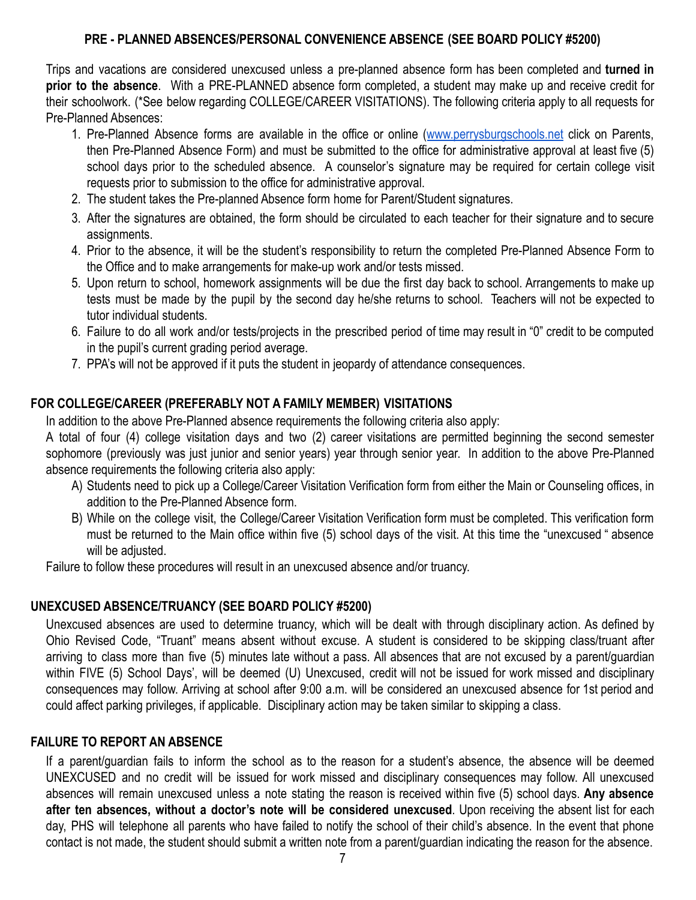### PRE - PLANNED ABSENCES/PERSONAL CONVENIENCE ABSENCE (SEE BOARD POLICY #5200)

Trips and vacations are considered unexcused unless a pre-planned absence form has been completed and **turned in prior to the absence**. With a PRE-PLANNED absence form completed, a student may make up and receive credit for their schoolwork. (*See below regarding COLLEGE/CAREER VISITATIONS). The following criteria apply to all requests for Pre-Planned Absences:

1. Pre-Planned Absence forms are available in the office or online (www.perrysburgschools.net click on Parents, then Pre-Planned Absence Form) and must be submitted to the office for administrative approval at least five (5) school days prior to the scheduled absence. A counselor's signature may be required for certain college visit requests prior to submission to the office for administrative approval.
2. The student takes the Pre-planned Absence form home for Parent/Student signatures.
3. After the signatures are obtained, the form should be circulated to each teacher for their signature and to secure assignments.
4. Prior to the absence, it will be the student's responsibility to return the completed Pre-Planned Absence Form to the Office and to make arrangements for make-up work and/or tests missed.
5. Upon return to school, homework assignments will be due the first day back to school. Arrangements to make up tests must be made by the pupil by the second day he/she returns to school. Teachers will not be expected to tutor individual students.
6. Failure to do all work and/or tests/projects in the prescribed period of time may result in "0" credit to be computed in the pupil's current grading period average.
7. PPA's will not be approved if it puts the student in jeopardy of attendance consequences.

### FOR COLLEGE/CAREER (PREFERABLY NOT A FAMILY MEMBER) VISITATIONS

In addition to the above Pre-Planned absence requirements the following criteria also apply:

A total of four (4) college visitation days and two (2) career visitations are permitted beginning the second semester sophomore (previously was just junior and senior years) year through senior year. In addition to the above Pre-Planned absence requirements the following criteria also apply:

A) Students need to pick up a College/Career Visitation Verification form from either the Main or Counseling offices, in addition to the Pre-Planned Absence form.

B) While on the college visit, the College/Career Visitation Verification form must be completed. This verification form must be returned to the Main office within five (5) school days of the visit. At this time the "unexcused " absence will be adjusted.

Failure to follow these procedures will result in an unexcused absence and/or truancy.

### UNEXCUSED ABSENCE/TRUANCY (SEE BOARD POLICY #5200)

Unexcused absences are used to determine truancy, which will be dealt with through disciplinary action. As defined by Ohio Revised Code, "Truant" means absent without excuse. A student is considered to be skipping class/truant after arriving to class more than five (5) minutes late without a pass. All absences that are not excused by a parent/guardian within FIVE (5) School Days', will be deemed (U) Unexcused, credit will not be issued for work missed and disciplinary consequences may follow. Arriving at school after 9:00 a.m. will be considered an unexcused absence for 1st period and could affect parking privileges, if applicable. Disciplinary action may be taken similar to skipping a class.

### FAILURE TO REPORT AN ABSENCE

If a parent/guardian fails to inform the school as to the reason for a student's absence, the absence will be deemed UNEXCUSED and no credit will be issued for work missed and disciplinary consequences may follow. All unexcused absences will remain unexcused unless a note stating the reason is received within five (5) school days. **Any absence after ten absences, without a doctor's note will be considered unexcused**. Upon receiving the absent list for each day, PHS will telephone all parents who have failed to notify the school of their child's absence. In the event that phone contact is not made, the student should submit a written note from a parent/guardian indicating the reason for the absence.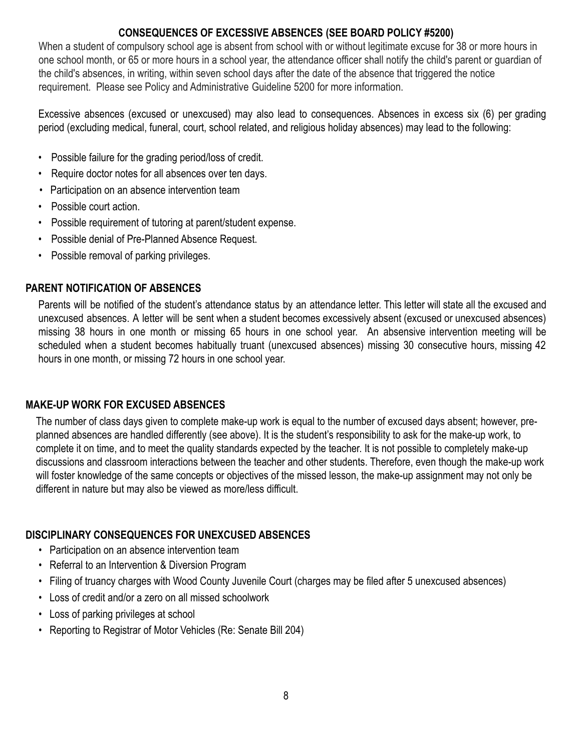## CONSEQUENCES OF EXCESSIVE ABSENCES (SEE BOARD POLICY #5200)

When a student of compulsory school age is absent from school with or without legitimate excuse for 38 or more hours in one school month, or 65 or more hours in a school year, the attendance officer shall notify the child's parent or guardian of the child's absences, in writing, within seven school days after the date of the absence that triggered the notice requirement. Please see Policy and Administrative Guideline 5200 for more information.

Excessive absences (excused or unexcused) may also lead to consequences. Absences in excess six (6) per grading period (excluding medical, funeral, court, school related, and religious holiday absences) may lead to the following:

- Possible failure for the grading period/loss of credit.
- Require doctor notes for all absences over ten days.
- Participation on an absence intervention team
- Possible court action.
- Possible requirement of tutoring at parent/student expense.
- Possible denial of Pre-Planned Absence Request.
- Possible removal of parking privileges.

## PARENT NOTIFICATION OF ABSENCES

Parents will be notified of the student's attendance status by an attendance letter. This letter will state all the excused and unexcused absences. A letter will be sent when a student becomes excessively absent (excused or unexcused absences) missing 38 hours in one month or missing 65 hours in one school year. An absensive intervention meeting will be scheduled when a student becomes habitually truant (unexcused absences) missing 30 consecutive hours, missing 42 hours in one month, or missing 72 hours in one school year.

## MAKE-UP WORK FOR EXCUSED ABSENCES

The number of class days given to complete make-up work is equal to the number of excused days absent; however, pre-planned absences are handled differently (see above). It is the student's responsibility to ask for the make-up work, to complete it on time, and to meet the quality standards expected by the teacher. It is not possible to completely make-up discussions and classroom interactions between the teacher and other students. Therefore, even though the make-up work will foster knowledge of the same concepts or objectives of the missed lesson, the make-up assignment may not only be different in nature but may also be viewed as more/less difficult.

## DISCIPLINARY CONSEQUENCES FOR UNEXCUSED ABSENCES

- Participation on an absence intervention team
- Referral to an Intervention & Diversion Program
- Filing of truancy charges with Wood County Juvenile Court (charges may be filed after 5 unexcused absences)
- Loss of credit and/or a zero on all missed schoolwork
- Loss of parking privileges at school
- Reporting to Registrar of Motor Vehicles (Re: Senate Bill 204)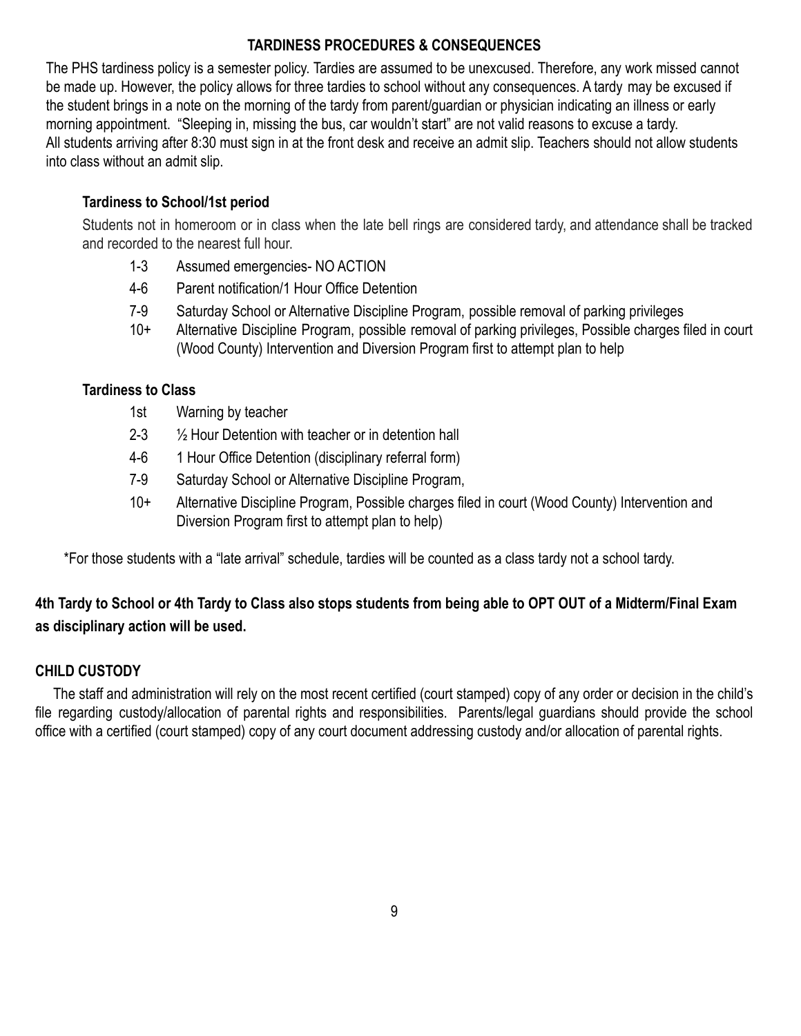## TARDINESS PROCEDURES & CONSEQUENCES

The PHS tardiness policy is a semester policy. Tardies are assumed to be unexcused. Therefore, any work missed cannot be made up. However, the policy allows for three tardies to school without any consequences. A tardy may be excused if the student brings in a note on the morning of the tardy from parent/guardian or physician indicating an illness or early morning appointment. "Sleeping in, missing the bus, car wouldn't start" are not valid reasons to excuse a tardy.
All students arriving after 8:30 must sign in at the front desk and receive an admit slip. Teachers should not allow students into class without an admit slip.

### Tardiness to School/1st period

Students not in homeroom or in class when the late bell rings are considered tardy, and attendance shall be tracked and recorded to the nearest full hour.

- 1-3 Assumed emergencies- NO ACTION
- 4-6 Parent notification/1 Hour Office Detention
- 7-9 Saturday School or Alternative Discipline Program, possible removal of parking privileges
- 10+ Alternative Discipline Program, possible removal of parking privileges, Possible charges filed in court (Wood County) Intervention and Diversion Program first to attempt plan to help

### Tardiness to Class

- 1st Warning by teacher
- 2-3 ½ Hour Detention with teacher or in detention hall
- 4-6 1 Hour Office Detention (disciplinary referral form)
- 7-9 Saturday School or Alternative Discipline Program,
- 10+ Alternative Discipline Program, Possible charges filed in court (Wood County) Intervention and Diversion Program first to attempt plan to help)

*For those students with a "late arrival" schedule, tardies will be counted as a class tardy not a school tardy.

**4th Tardy to School or 4th Tardy to Class also stops students from being able to OPT OUT of a Midterm/Final Exam as disciplinary action will be used.**

## CHILD CUSTODY

The staff and administration will rely on the most recent certified (court stamped) copy of any order or decision in the child's file regarding custody/allocation of parental rights and responsibilities. Parents/legal guardians should provide the school office with a certified (court stamped) copy of any court document addressing custody and/or allocation of parental rights.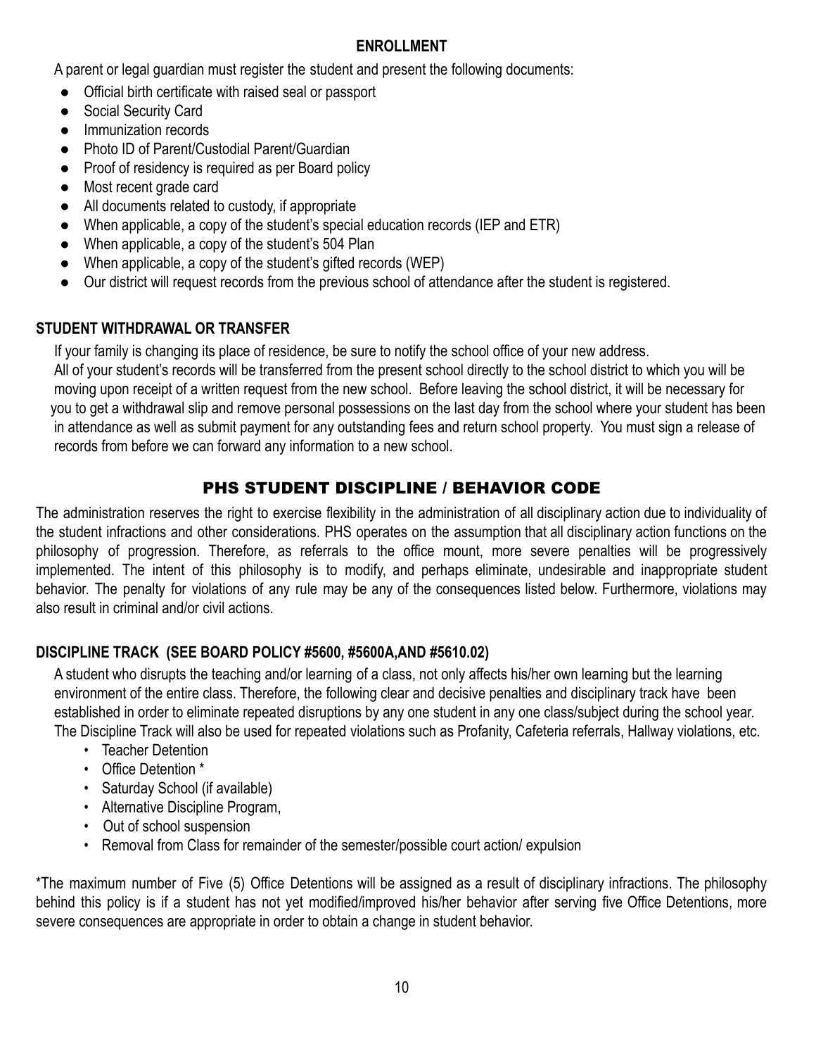## ENROLLMENT

A parent or legal guardian must register the student and present the following documents:

- Official birth certificate with raised seal or passport
- Social Security Card
- Immunization records
- Photo ID of Parent/Custodial Parent/Guardian
- Proof of residency is required as per Board policy
- Most recent grade card
- All documents related to custody, if appropriate
- When applicable, a copy of the student's special education records (IEP and ETR)
- When applicable, a copy of the student's 504 Plan
- When applicable, a copy of the student's gifted records (WEP)
- Our district will request records from the previous school of attendance after the student is registered.

### STUDENT WITHDRAWAL OR TRANSFER

If your family is changing its place of residence, be sure to notify the school office of your new address. All of your student's records will be transferred from the present school directly to the school district to which you will be moving upon receipt of a written request from the new school. Before leaving the school district, it will be necessary for you to get a withdrawal slip and remove personal possessions on the last day from the school where your student has been in attendance as well as submit payment for any outstanding fees and return school property. You must sign a release of records from before we can forward any information to a new school.

## PHS STUDENT DISCIPLINE / BEHAVIOR CODE

The administration reserves the right to exercise flexibility in the administration of all disciplinary action due to individuality of the student infractions and other considerations. PHS operates on the assumption that all disciplinary action functions on the philosophy of progression. Therefore, as referrals to the office mount, more severe penalties will be progressively implemented. The intent of this philosophy is to modify, and perhaps eliminate, undesirable and inappropriate student behavior. The penalty for violations of any rule may be any of the consequences listed below. Furthermore, violations may also result in criminal and/or civil actions.

### DISCIPLINE TRACK (SEE BOARD POLICY #5600, #5600A,AND #5610.02)

A student who disrupts the teaching and/or learning of a class, not only affects his/her own learning but the learning environment of the entire class. Therefore, the following clear and decisive penalties and disciplinary track have been established in order to eliminate repeated disruptions by any one student in any one class/subject during the school year. The Discipline Track will also be used for repeated violations such as Profanity, Cafeteria referrals, Hallway violations, etc.

- Teacher Detention
- Office Detention *
- Saturday School (if available)
- Alternative Discipline Program,
- Out of school suspension
- Removal from Class for remainder of the semester/possible court action/ expulsion

*The maximum number of Five (5) Office Detentions will be assigned as a result of disciplinary infractions. The philosophy behind this policy is if a student has not yet modified/improved his/her behavior after serving five Office Detentions, more severe consequences are appropriate in order to obtain a change in student behavior.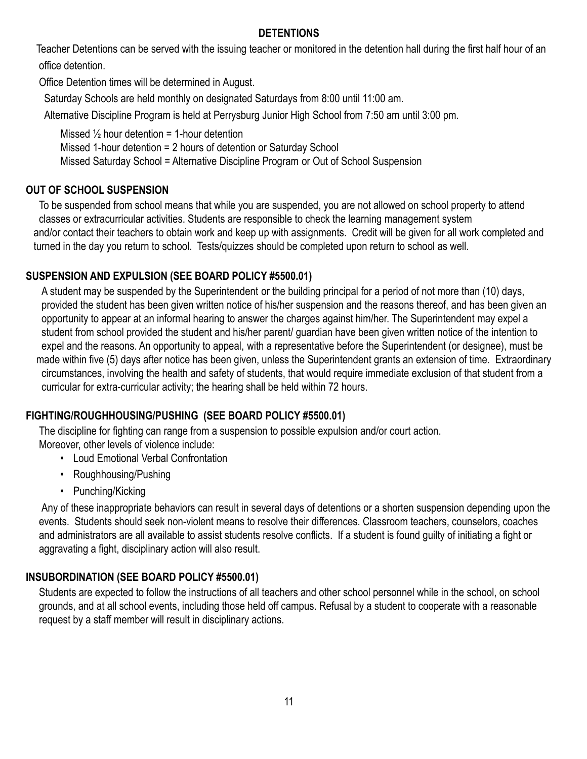## DETENTIONS

Teacher Detentions can be served with the issuing teacher or monitored in the detention hall during the first half hour of an office detention.

Office Detention times will be determined in August.

Saturday Schools are held monthly on designated Saturdays from 8:00 until 11:00 am.

Alternative Discipline Program is held at Perrysburg Junior High School from 7:50 am until 3:00 pm.

Missed ½ hour detention = 1-hour detention
Missed 1-hour detention = 2 hours of detention or Saturday School
Missed Saturday School = Alternative Discipline Program or Out of School Suspension

## OUT OF SCHOOL SUSPENSION

To be suspended from school means that while you are suspended, you are not allowed on school property to attend classes or extracurricular activities. Students are responsible to check the learning management system and/or contact their teachers to obtain work and keep up with assignments. Credit will be given for all work completed and turned in the day you return to school. Tests/quizzes should be completed upon return to school as well.

## SUSPENSION AND EXPULSION (SEE BOARD POLICY #5500.01)

A student may be suspended by the Superintendent or the building principal for a period of not more than (10) days, provided the student has been given written notice of his/her suspension and the reasons thereof, and has been given an opportunity to appear at an informal hearing to answer the charges against him/her. The Superintendent may expel a student from school provided the student and his/her parent/ guardian have been given written notice of the intention to expel and the reasons. An opportunity to appeal, with a representative before the Superintendent (or designee), must be made within five (5) days after notice has been given, unless the Superintendent grants an extension of time. Extraordinary circumstances, involving the health and safety of students, that would require immediate exclusion of that student from a curricular for extra-curricular activity; the hearing shall be held within 72 hours.

## FIGHTING/ROUGHHOUSING/PUSHING (SEE BOARD POLICY #5500.01)

The discipline for fighting can range from a suspension to possible expulsion and/or court action.
Moreover, other levels of violence include:

- Loud Emotional Verbal Confrontation
- Roughhousing/Pushing
- Punching/Kicking

Any of these inappropriate behaviors can result in several days of detentions or a shorten suspension depending upon the events. Students should seek non-violent means to resolve their differences. Classroom teachers, counselors, coaches and administrators are all available to assist students resolve conflicts. If a student is found guilty of initiating a fight or aggravating a fight, disciplinary action will also result.

## INSUBORDINATION (SEE BOARD POLICY #5500.01)

Students are expected to follow the instructions of all teachers and other school personnel while in the school, on school grounds, and at all school events, including those held off campus. Refusal by a student to cooperate with a reasonable request by a staff member will result in disciplinary actions.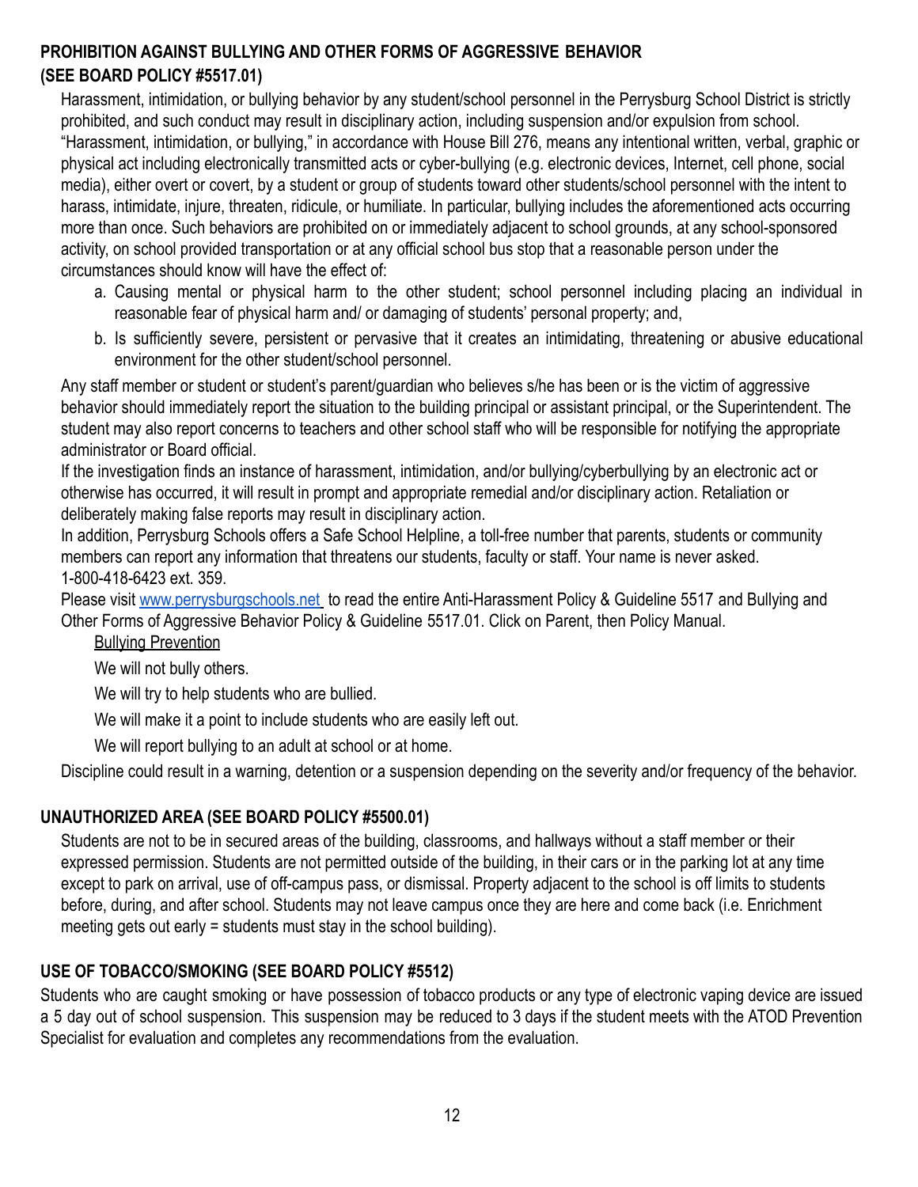## PROHIBITION AGAINST BULLYING AND OTHER FORMS OF AGGRESSIVE BEHAVIOR (SEE BOARD POLICY #5517.01)

Harassment, intimidation, or bullying behavior by any student/school personnel in the Perrysburg School District is strictly prohibited, and such conduct may result in disciplinary action, including suspension and/or expulsion from school. "Harassment, intimidation, or bullying," in accordance with House Bill 276, means any intentional written, verbal, graphic or physical act including electronically transmitted acts or cyber-bullying (e.g. electronic devices, Internet, cell phone, social media), either overt or covert, by a student or group of students toward other students/school personnel with the intent to harass, intimidate, injure, threaten, ridicule, or humiliate. In particular, bullying includes the aforementioned acts occurring more than once. Such behaviors are prohibited on or immediately adjacent to school grounds, at any school-sponsored activity, on school provided transportation or at any official school bus stop that a reasonable person under the circumstances should know will have the effect of:

a. Causing mental or physical harm to the other student; school personnel including placing an individual in reasonable fear of physical harm and/ or damaging of students' personal property; and,
b. Is sufficiently severe, persistent or pervasive that it creates an intimidating, threatening or abusive educational environment for the other student/school personnel.

Any staff member or student or student's parent/guardian who believes s/he has been or is the victim of aggressive behavior should immediately report the situation to the building principal or assistant principal, or the Superintendent. The student may also report concerns to teachers and other school staff who will be responsible for notifying the appropriate administrator or Board official.

If the investigation finds an instance of harassment, intimidation, and/or bullying/cyberbullying by an electronic act or otherwise has occurred, it will result in prompt and appropriate remedial and/or disciplinary action. Retaliation or deliberately making false reports may result in disciplinary action.

In addition, Perrysburg Schools offers a Safe School Helpline, a toll-free number that parents, students or community members can report any information that threatens our students, faculty or staff. Your name is never asked. 1-800-418-6423 ext. 359.

Please visit www.perrysburgschools.net to read the entire Anti-Harassment Policy & Guideline 5517 and Bullying and Other Forms of Aggressive Behavior Policy & Guideline 5517.01. Click on Parent, then Policy Manual.

Bullying Prevention

We will not bully others.

We will try to help students who are bullied.

We will make it a point to include students who are easily left out.

We will report bullying to an adult at school or at home.

Discipline could result in a warning, detention or a suspension depending on the severity and/or frequency of the behavior.

## UNAUTHORIZED AREA (SEE BOARD POLICY #5500.01)

Students are not to be in secured areas of the building, classrooms, and hallways without a staff member or their expressed permission. Students are not permitted outside of the building, in their cars or in the parking lot at any time except to park on arrival, use of off-campus pass, or dismissal. Property adjacent to the school is off limits to students before, during, and after school. Students may not leave campus once they are here and come back (i.e. Enrichment meeting gets out early = students must stay in the school building).

## USE OF TOBACCO/SMOKING (SEE BOARD POLICY #5512)

Students who are caught smoking or have possession of tobacco products or any type of electronic vaping device are issued a 5 day out of school suspension. This suspension may be reduced to 3 days if the student meets with the ATOD Prevention Specialist for evaluation and completes any recommendations from the evaluation.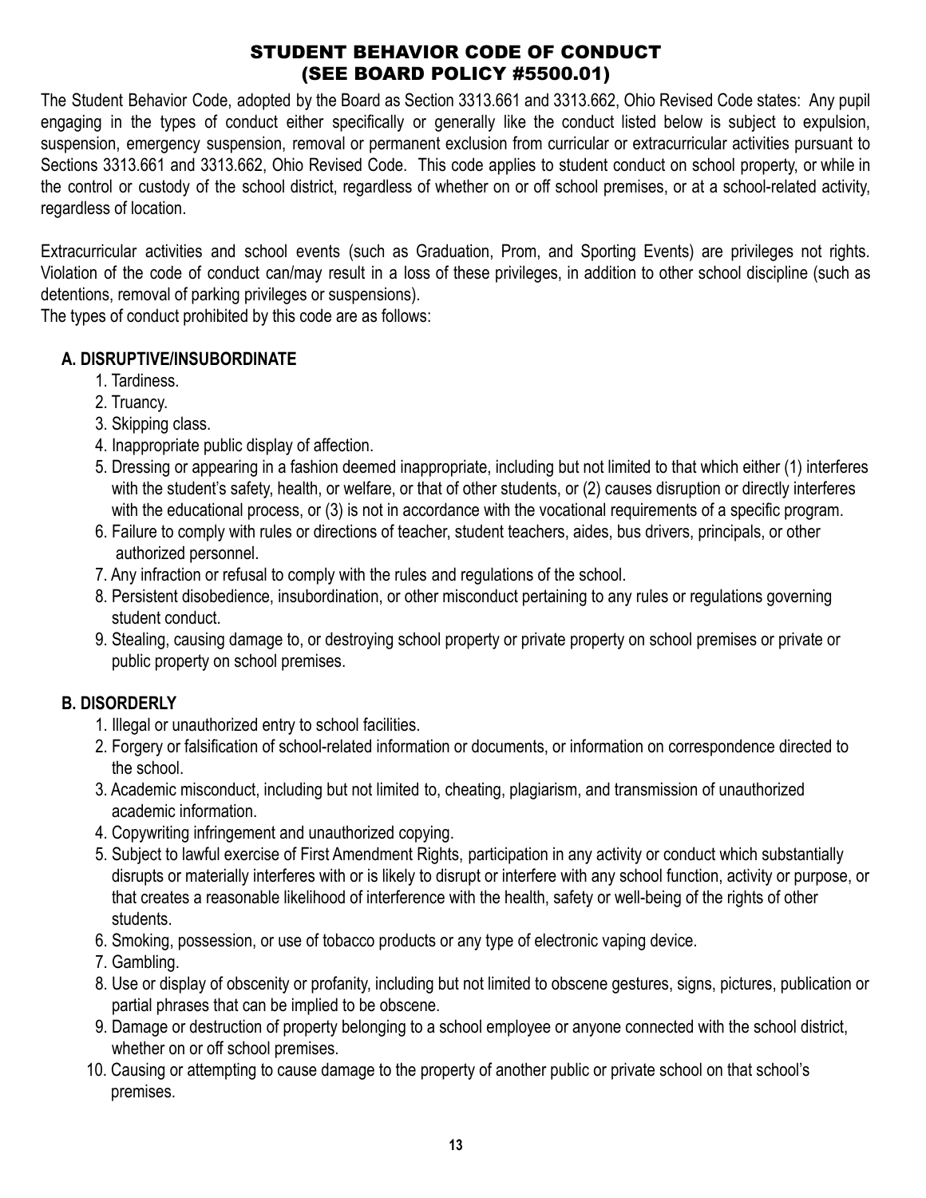# STUDENT BEHAVIOR CODE OF CONDUCT
# (SEE BOARD POLICY #5500.01)

The Student Behavior Code, adopted by the Board as Section 3313.661 and 3313.662, Ohio Revised Code states: Any pupil engaging in the types of conduct either specifically or generally like the conduct listed below is subject to expulsion, suspension, emergency suspension, removal or permanent exclusion from curricular or extracurricular activities pursuant to Sections 3313.661 and 3313.662, Ohio Revised Code. This code applies to student conduct on school property, or while in the control or custody of the school district, regardless of whether on or off school premises, or at a school-related activity, regardless of location.

Extracurricular activities and school events (such as Graduation, Prom, and Sporting Events) are privileges not rights. Violation of the code of conduct can/may result in a loss of these privileges, in addition to other school discipline (such as detentions, removal of parking privileges or suspensions).

The types of conduct prohibited by this code are as follows:

**A. DISRUPTIVE/INSUBORDINATE**

1. Tardiness.
2. Truancy.
3. Skipping class.
4. Inappropriate public display of affection.
5. Dressing or appearing in a fashion deemed inappropriate, including but not limited to that which either (1) interferes with the student's safety, health, or welfare, or that of other students, or (2) causes disruption or directly interferes with the educational process, or (3) is not in accordance with the vocational requirements of a specific program.
6. Failure to comply with rules or directions of teacher, student teachers, aides, bus drivers, principals, or other authorized personnel.
7. Any infraction or refusal to comply with the rules and regulations of the school.
8. Persistent disobedience, insubordination, or other misconduct pertaining to any rules or regulations governing student conduct.
9. Stealing, causing damage to, or destroying school property or private property on school premises or private or public property on school premises.

**B. DISORDERLY**

1. Illegal or unauthorized entry to school facilities.
2. Forgery or falsification of school-related information or documents, or information on correspondence directed to the school.
3. Academic misconduct, including but not limited to, cheating, plagiarism, and transmission of unauthorized academic information.
4. Copywriting infringement and unauthorized copying.
5. Subject to lawful exercise of First Amendment Rights, participation in any activity or conduct which substantially disrupts or materially interferes with or is likely to disrupt or interfere with any school function, activity or purpose, or that creates a reasonable likelihood of interference with the health, safety or well-being of the rights of other students.
6. Smoking, possession, or use of tobacco products or any type of electronic vaping device.
7. Gambling.
8. Use or display of obscenity or profanity, including but not limited to obscene gestures, signs, pictures, publication or partial phrases that can be implied to be obscene.
9. Damage or destruction of property belonging to a school employee or anyone connected with the school district, whether on or off school premises.
10. Causing or attempting to cause damage to the property of another public or private school on that school's premises.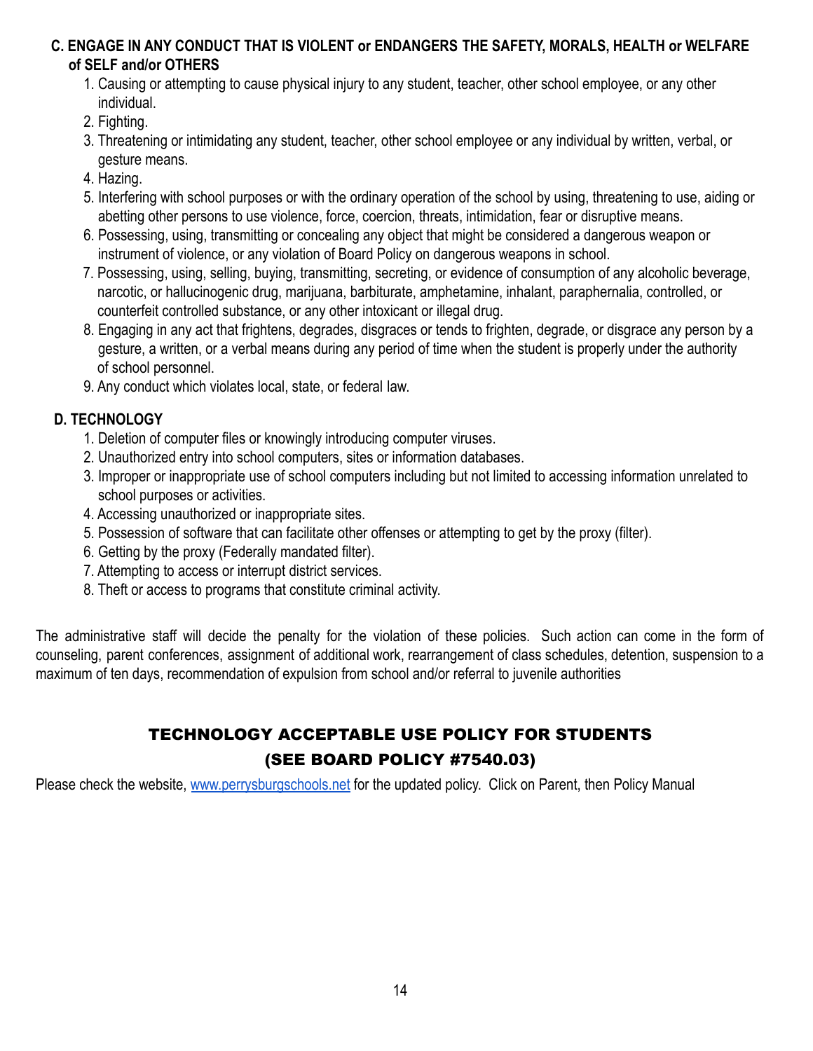**C. ENGAGE IN ANY CONDUCT THAT IS VIOLENT or ENDANGERS THE SAFETY, MORALS, HEALTH or WELFARE of SELF and/or OTHERS**

1. Causing or attempting to cause physical injury to any student, teacher, other school employee, or any other individual.
2. Fighting.
3. Threatening or intimidating any student, teacher, other school employee or any individual by written, verbal, or gesture means.
4. Hazing.
5. Interfering with school purposes or with the ordinary operation of the school by using, threatening to use, aiding or abetting other persons to use violence, force, coercion, threats, intimidation, fear or disruptive means.
6. Possessing, using, transmitting or concealing any object that might be considered a dangerous weapon or instrument of violence, or any violation of Board Policy on dangerous weapons in school.
7. Possessing, using, selling, buying, transmitting, secreting, or evidence of consumption of any alcoholic beverage, narcotic, or hallucinogenic drug, marijuana, barbiturate, amphetamine, inhalant, paraphernalia, controlled, or counterfeit controlled substance, or any other intoxicant or illegal drug.
8. Engaging in any act that frightens, degrades, disgraces or tends to frighten, degrade, or disgrace any person by a gesture, a written, or a verbal means during any period of time when the student is properly under the authority of school personnel.
9. Any conduct which violates local, state, or federal law.

**D. TECHNOLOGY**

1. Deletion of computer files or knowingly introducing computer viruses.
2. Unauthorized entry into school computers, sites or information databases.
3. Improper or inappropriate use of school computers including but not limited to accessing information unrelated to school purposes or activities.
4. Accessing unauthorized or inappropriate sites.
5. Possession of software that can facilitate other offenses or attempting to get by the proxy (filter).
6. Getting by the proxy (Federally mandated filter).
7. Attempting to access or interrupt district services.
8. Theft or access to programs that constitute criminal activity.

The administrative staff will decide the penalty for the violation of these policies. Such action can come in the form of counseling, parent conferences, assignment of additional work, rearrangement of class schedules, detention, suspension to a maximum of ten days, recommendation of expulsion from school and/or referral to juvenile authorities

## TECHNOLOGY ACCEPTABLE USE POLICY FOR STUDENTS (SEE BOARD POLICY #7540.03)

Please check the website, www.perrysburgschools.net for the updated policy. Click on Parent, then Policy Manual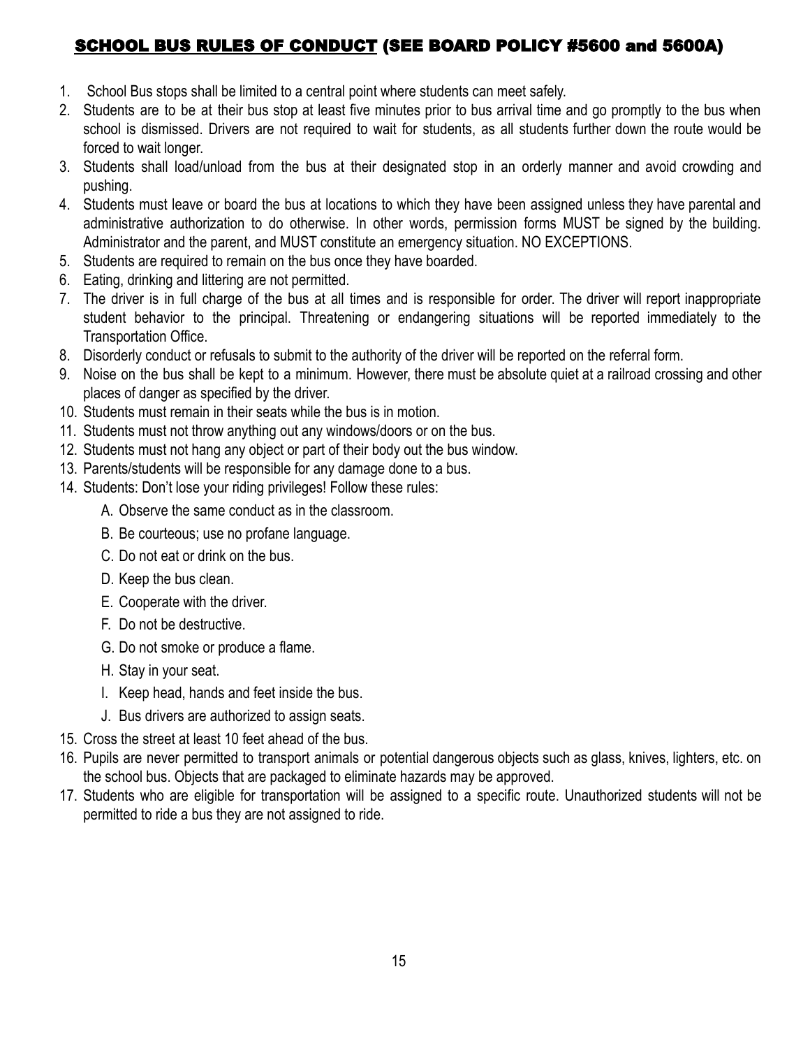## SCHOOL BUS RULES OF CONDUCT (SEE BOARD POLICY #5600 and 5600A)

1. School Bus stops shall be limited to a central point where students can meet safely.
2. Students are to be at their bus stop at least five minutes prior to bus arrival time and go promptly to the bus when school is dismissed. Drivers are not required to wait for students, as all students further down the route would be forced to wait longer.
3. Students shall load/unload from the bus at their designated stop in an orderly manner and avoid crowding and pushing.
4. Students must leave or board the bus at locations to which they have been assigned unless they have parental and administrative authorization to do otherwise. In other words, permission forms MUST be signed by the building. Administrator and the parent, and MUST constitute an emergency situation. NO EXCEPTIONS.
5. Students are required to remain on the bus once they have boarded.
6. Eating, drinking and littering are not permitted.
7. The driver is in full charge of the bus at all times and is responsible for order. The driver will report inappropriate student behavior to the principal. Threatening or endangering situations will be reported immediately to the Transportation Office.
8. Disorderly conduct or refusals to submit to the authority of the driver will be reported on the referral form.
9. Noise on the bus shall be kept to a minimum. However, there must be absolute quiet at a railroad crossing and other places of danger as specified by the driver.
10. Students must remain in their seats while the bus is in motion.
11. Students must not throw anything out any windows/doors or on the bus.
12. Students must not hang any object or part of their body out the bus window.
13. Parents/students will be responsible for any damage done to a bus.
14. Students: Don't lose your riding privileges! Follow these rules:
    - A. Observe the same conduct as in the classroom.
    - B. Be courteous; use no profane language.
    - C. Do not eat or drink on the bus.
    - D. Keep the bus clean.
    - E. Cooperate with the driver.
    - F. Do not be destructive.
    - G. Do not smoke or produce a flame.
    - H. Stay in your seat.
    - I. Keep head, hands and feet inside the bus.
    - J. Bus drivers are authorized to assign seats.
15. Cross the street at least 10 feet ahead of the bus.
16. Pupils are never permitted to transport animals or potential dangerous objects such as glass, knives, lighters, etc. on the school bus. Objects that are packaged to eliminate hazards may be approved.
17. Students who are eligible for transportation will be assigned to a specific route. Unauthorized students will not be permitted to ride a bus they are not assigned to ride.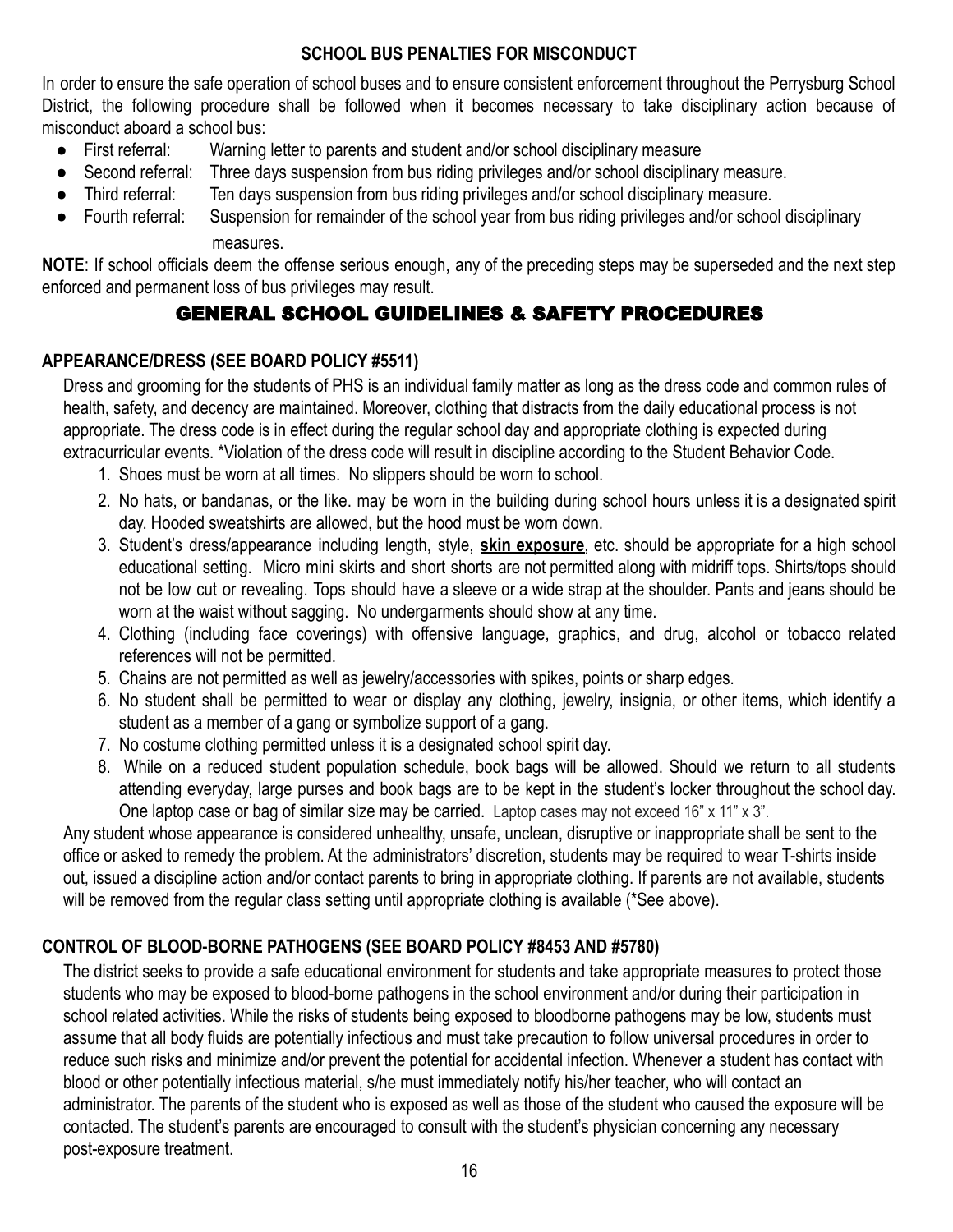### SCHOOL BUS PENALTIES FOR MISCONDUCT

In order to ensure the safe operation of school buses and to ensure consistent enforcement throughout the Perrysburg School District, the following procedure shall be followed when it becomes necessary to take disciplinary action because of misconduct aboard a school bus:

- First referral: Warning letter to parents and student and/or school disciplinary measure
- Second referral: Three days suspension from bus riding privileges and/or school disciplinary measure.
- Third referral: Ten days suspension from bus riding privileges and/or school disciplinary measure.
- Fourth referral: Suspension for remainder of the school year from bus riding privileges and/or school disciplinary measures.

**NOTE**: If school officials deem the offense serious enough, any of the preceding steps may be superseded and the next step enforced and permanent loss of bus privileges may result.

## GENERAL SCHOOL GUIDELINES & SAFETY PROCEDURES

### APPEARANCE/DRESS (SEE BOARD POLICY #5511)

Dress and grooming for the students of PHS is an individual family matter as long as the dress code and common rules of health, safety, and decency are maintained. Moreover, clothing that distracts from the daily educational process is not appropriate. The dress code is in effect during the regular school day and appropriate clothing is expected during extracurricular events. *Violation of the dress code will result in discipline according to the Student Behavior Code.

1. Shoes must be worn at all times. No slippers should be worn to school.
2. No hats, or bandanas, or the like. may be worn in the building during school hours unless it is a designated spirit day. Hooded sweatshirts are allowed, but the hood must be worn down.
3. Student's dress/appearance including length, style, **skin exposure**, etc. should be appropriate for a high school educational setting. Micro mini skirts and short shorts are not permitted along with midriff tops. Shirts/tops should not be low cut or revealing. Tops should have a sleeve or a wide strap at the shoulder. Pants and jeans should be worn at the waist without sagging. No undergarments should show at any time.
4. Clothing (including face coverings) with offensive language, graphics, and drug, alcohol or tobacco related references will not be permitted.
5. Chains are not permitted as well as jewelry/accessories with spikes, points or sharp edges.
6. No student shall be permitted to wear or display any clothing, jewelry, insignia, or other items, which identify a student as a member of a gang or symbolize support of a gang.
7. No costume clothing permitted unless it is a designated school spirit day.
8. While on a reduced student population schedule, book bags will be allowed. Should we return to all students attending everyday, large purses and book bags are to be kept in the student's locker throughout the school day. One laptop case or bag of similar size may be carried. Laptop cases may not exceed 16" x 11" x 3".

Any student whose appearance is considered unhealthy, unsafe, unclean, disruptive or inappropriate shall be sent to the office or asked to remedy the problem. At the administrators' discretion, students may be required to wear T-shirts inside out, issued a discipline action and/or contact parents to bring in appropriate clothing. If parents are not available, students will be removed from the regular class setting until appropriate clothing is available (*See above).

### CONTROL OF BLOOD-BORNE PATHOGENS (SEE BOARD POLICY #8453 AND #5780)

The district seeks to provide a safe educational environment for students and take appropriate measures to protect those students who may be exposed to blood-borne pathogens in the school environment and/or during their participation in school related activities. While the risks of students being exposed to bloodborne pathogens may be low, students must assume that all body fluids are potentially infectious and must take precaution to follow universal procedures in order to reduce such risks and minimize and/or prevent the potential for accidental infection. Whenever a student has contact with blood or other potentially infectious material, s/he must immediately notify his/her teacher, who will contact an administrator. The parents of the student who is exposed as well as those of the student who caused the exposure will be contacted. The student's parents are encouraged to consult with the student's physician concerning any necessary post-exposure treatment.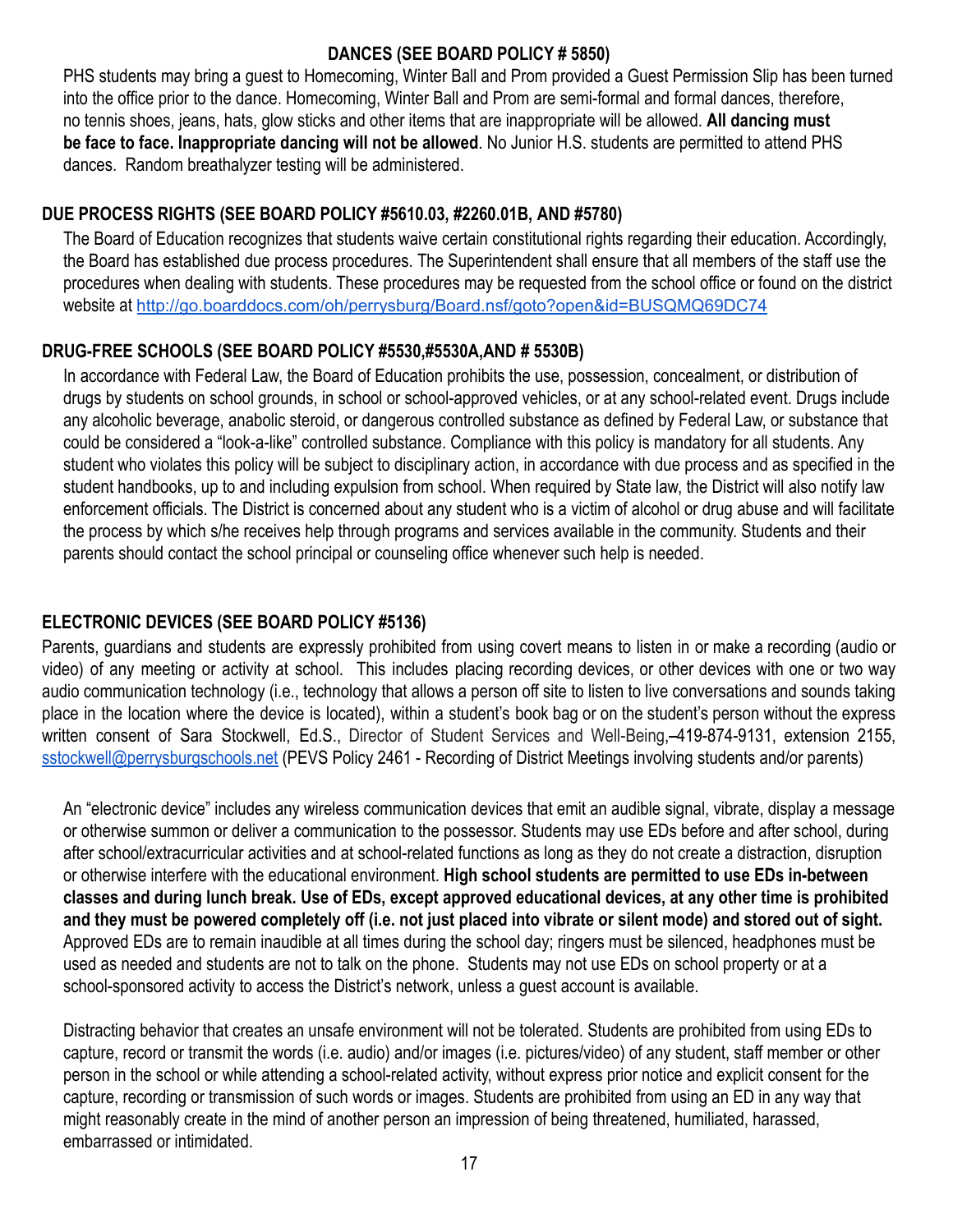## DANCES (SEE BOARD POLICY # 5850)

PHS students may bring a guest to Homecoming, Winter Ball and Prom provided a Guest Permission Slip has been turned into the office prior to the dance. Homecoming, Winter Ball and Prom are semi-formal and formal dances, therefore, no tennis shoes, jeans, hats, glow sticks and other items that are inappropriate will be allowed. **All dancing must be face to face. Inappropriate dancing will not be allowed**. No Junior H.S. students are permitted to attend PHS dances. Random breathalyzer testing will be administered.

## DUE PROCESS RIGHTS (SEE BOARD POLICY #5610.03, #2260.01B, AND #5780)

The Board of Education recognizes that students waive certain constitutional rights regarding their education. Accordingly, the Board has established due process procedures. The Superintendent shall ensure that all members of the staff use the procedures when dealing with students. These procedures may be requested from the school office or found on the district website at http://go.boarddocs.com/oh/perrysburg/Board.nsf/goto?open&id=BUSQMQ69DC74

## DRUG-FREE SCHOOLS (SEE BOARD POLICY #5530,#5530A,AND # 5530B)

In accordance with Federal Law, the Board of Education prohibits the use, possession, concealment, or distribution of drugs by students on school grounds, in school or school-approved vehicles, or at any school-related event. Drugs include any alcoholic beverage, anabolic steroid, or dangerous controlled substance as defined by Federal Law, or substance that could be considered a "look-a-like" controlled substance. Compliance with this policy is mandatory for all students. Any student who violates this policy will be subject to disciplinary action, in accordance with due process and as specified in the student handbooks, up to and including expulsion from school. When required by State law, the District will also notify law enforcement officials. The District is concerned about any student who is a victim of alcohol or drug abuse and will facilitate the process by which s/he receives help through programs and services available in the community. Students and their parents should contact the school principal or counseling office whenever such help is needed.

## ELECTRONIC DEVICES (SEE BOARD POLICY #5136)

Parents, guardians and students are expressly prohibited from using covert means to listen in or make a recording (audio or video) of any meeting or activity at school. This includes placing recording devices, or other devices with one or two way audio communication technology (i.e., technology that allows a person off site to listen to live conversations and sounds taking place in the location where the device is located), within a student's book bag or on the student's person without the express written consent of Sara Stockwell, Ed.S., Director of Student Services and Well-Being,–419-874-9131, extension 2155, sstockwell@perrysburgschools.net (PEVS Policy 2461 - Recording of District Meetings involving students and/or parents)

An "electronic device" includes any wireless communication devices that emit an audible signal, vibrate, display a message or otherwise summon or deliver a communication to the possessor. Students may use EDs before and after school, during after school/extracurricular activities and at school-related functions as long as they do not create a distraction, disruption or otherwise interfere with the educational environment. **High school students are permitted to use EDs in-between classes and during lunch break. Use of EDs, except approved educational devices, at any other time is prohibited and they must be powered completely off (i.e. not just placed into vibrate or silent mode) and stored out of sight.** Approved EDs are to remain inaudible at all times during the school day; ringers must be silenced, headphones must be used as needed and students are not to talk on the phone. Students may not use EDs on school property or at a school-sponsored activity to access the District's network, unless a guest account is available.

Distracting behavior that creates an unsafe environment will not be tolerated. Students are prohibited from using EDs to capture, record or transmit the words (i.e. audio) and/or images (i.e. pictures/video) of any student, staff member or other person in the school or while attending a school-related activity, without express prior notice and explicit consent for the capture, recording or transmission of such words or images. Students are prohibited from using an ED in any way that might reasonably create in the mind of another person an impression of being threatened, humiliated, harassed, embarrassed or intimidated.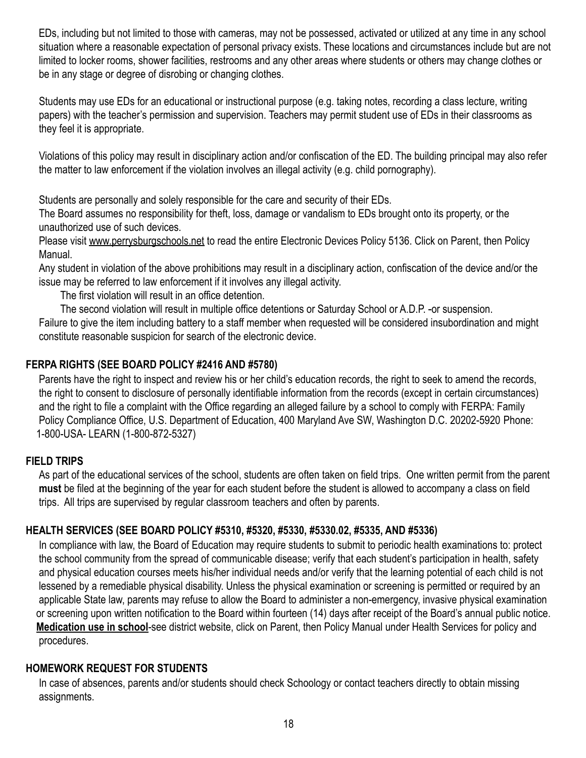EDs, including but not limited to those with cameras, may not be possessed, activated or utilized at any time in any school situation where a reasonable expectation of personal privacy exists. These locations and circumstances include but are not limited to locker rooms, shower facilities, restrooms and any other areas where students or others may change clothes or be in any stage or degree of disrobing or changing clothes.

Students may use EDs for an educational or instructional purpose (e.g. taking notes, recording a class lecture, writing papers) with the teacher's permission and supervision. Teachers may permit student use of EDs in their classrooms as they feel it is appropriate.

Violations of this policy may result in disciplinary action and/or confiscation of the ED. The building principal may also refer the matter to law enforcement if the violation involves an illegal activity (e.g. child pornography).

Students are personally and solely responsible for the care and security of their EDs.
The Board assumes no responsibility for theft, loss, damage or vandalism to EDs brought onto its property, or the unauthorized use of such devices.
Please visit www.perrysburgschools.net to read the entire Electronic Devices Policy 5136. Click on Parent, then Policy Manual.
Any student in violation of the above prohibitions may result in a disciplinary action, confiscation of the device and/or the issue may be referred to law enforcement if it involves any illegal activity.

The first violation will result in an office detention.

The second violation will result in multiple office detentions or Saturday School or A.D.P. -or suspension.

Failure to give the item including battery to a staff member when requested will be considered insubordination and might constitute reasonable suspicion for search of the electronic device.

## FERPA RIGHTS (SEE BOARD POLICY #2416 AND #5780)

Parents have the right to inspect and review his or her child's education records, the right to seek to amend the records, the right to consent to disclosure of personally identifiable information from the records (except in certain circumstances) and the right to file a complaint with the Office regarding an alleged failure by a school to comply with FERPA: Family Policy Compliance Office, U.S. Department of Education, 400 Maryland Ave SW, Washington D.C. 20202-5920 Phone: 1-800-USA- LEARN (1-800-872-5327)

## FIELD TRIPS

As part of the educational services of the school, students are often taken on field trips. One written permit from the parent **must** be filed at the beginning of the year for each student before the student is allowed to accompany a class on field trips. All trips are supervised by regular classroom teachers and often by parents.

## HEALTH SERVICES (SEE BOARD POLICY #5310, #5320, #5330, #5330.02, #5335, AND #5336)

In compliance with law, the Board of Education may require students to submit to periodic health examinations to: protect the school community from the spread of communicable disease; verify that each student's participation in health, safety and physical education courses meets his/her individual needs and/or verify that the learning potential of each child is not lessened by a remediable physical disability. Unless the physical examination or screening is permitted or required by an applicable State law, parents may refuse to allow the Board to administer a non-emergency, invasive physical examination or screening upon written notification to the Board within fourteen (14) days after receipt of the Board's annual public notice. **Medication use in school**-see district website, click on Parent, then Policy Manual under Health Services for policy and procedures.

## HOMEWORK REQUEST FOR STUDENTS

In case of absences, parents and/or students should check Schoology or contact teachers directly to obtain missing assignments.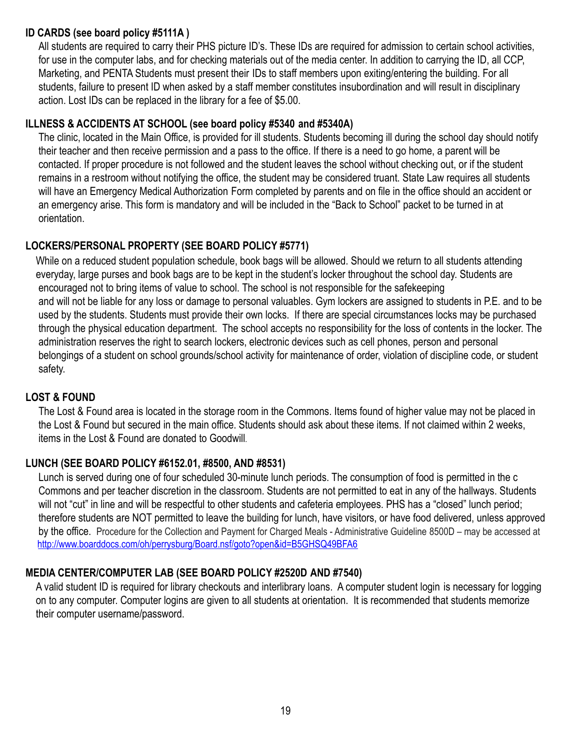**ID CARDS (see board policy #5111A )**

All students are required to carry their PHS picture ID's. These IDs are required for admission to certain school activities, for use in the computer labs, and for checking materials out of the media center. In addition to carrying the ID, all CCP, Marketing, and PENTA Students must present their IDs to staff members upon exiting/entering the building. For all students, failure to present ID when asked by a staff member constitutes insubordination and will result in disciplinary action. Lost IDs can be replaced in the library for a fee of $5.00.

**ILLNESS & ACCIDENTS AT SCHOOL (see board policy #5340 and #5340A)**

The clinic, located in the Main Office, is provided for ill students. Students becoming ill during the school day should notify their teacher and then receive permission and a pass to the office. If there is a need to go home, a parent will be contacted. If proper procedure is not followed and the student leaves the school without checking out, or if the student remains in a restroom without notifying the office, the student may be considered truant. State Law requires all students will have an Emergency Medical Authorization Form completed by parents and on file in the office should an accident or an emergency arise. This form is mandatory and will be included in the "Back to School" packet to be turned in at orientation.

**LOCKERS/PERSONAL PROPERTY (SEE BOARD POLICY #5771)**

While on a reduced student population schedule, book bags will be allowed. Should we return to all students attending everyday, large purses and book bags are to be kept in the student's locker throughout the school day. Students are encouraged not to bring items of value to school. The school is not responsible for the safekeeping and will not be liable for any loss or damage to personal valuables. Gym lockers are assigned to students in P.E. and to be used by the students. Students must provide their own locks. If there are special circumstances locks may be purchased through the physical education department. The school accepts no responsibility for the loss of contents in the locker. The administration reserves the right to search lockers, electronic devices such as cell phones, person and personal belongings of a student on school grounds/school activity for maintenance of order, violation of discipline code, or student safety.

**LOST & FOUND**

The Lost & Found area is located in the storage room in the Commons. Items found of higher value may not be placed in the Lost & Found but secured in the main office. Students should ask about these items. If not claimed within 2 weeks, items in the Lost & Found are donated to Goodwill.

**LUNCH (SEE BOARD POLICY #6152.01, #8500, AND #8531)**

Lunch is served during one of four scheduled 30-minute lunch periods. The consumption of food is permitted in the c Commons and per teacher discretion in the classroom. Students are not permitted to eat in any of the hallways. Students will not "cut" in line and will be respectful to other students and cafeteria employees. PHS has a "closed" lunch period; therefore students are NOT permitted to leave the building for lunch, have visitors, or have food delivered, unless approved by the office. Procedure for the Collection and Payment for Charged Meals - Administrative Guideline 8500D – may be accessed at http://www.boarddocs.com/oh/perrysburg/Board.nsf/goto?open&id=B5GHSQ49BFA6

**MEDIA CENTER/COMPUTER LAB (SEE BOARD POLICY #2520D AND #7540)**

A valid student ID is required for library checkouts and interlibrary loans. A computer student login is necessary for logging on to any computer. Computer logins are given to all students at orientation. It is recommended that students memorize their computer username/password.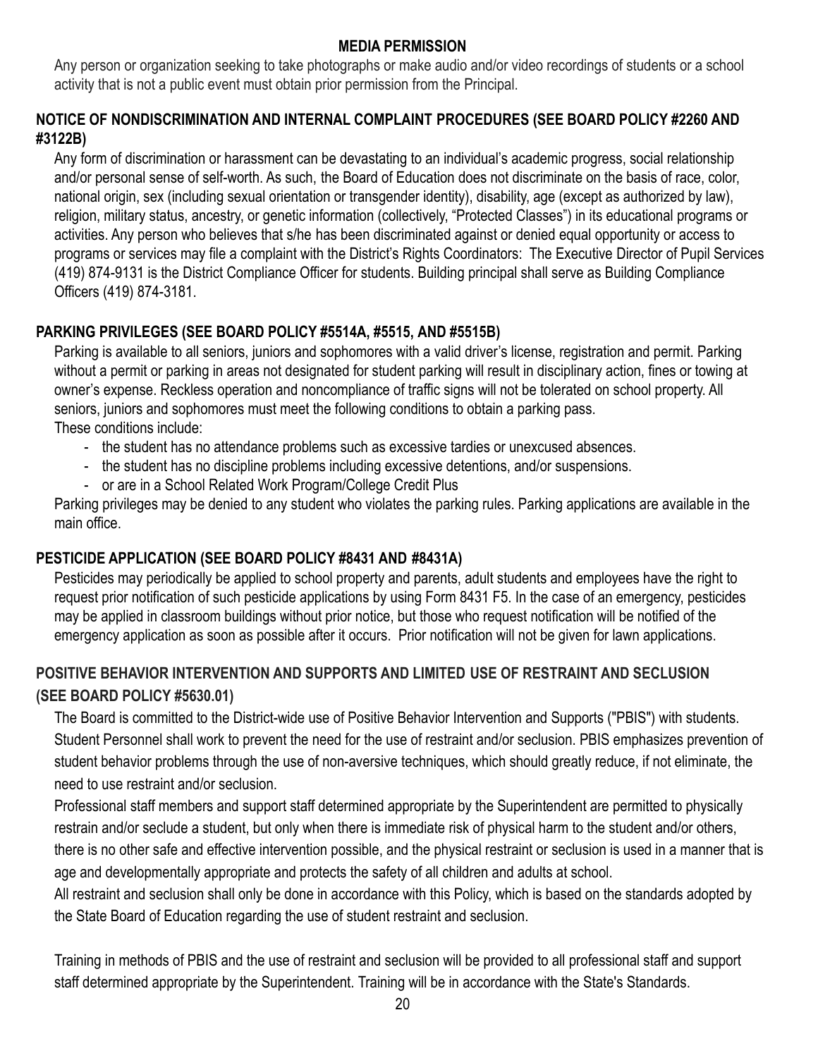## MEDIA PERMISSION

Any person or organization seeking to take photographs or make audio and/or video recordings of students or a school activity that is not a public event must obtain prior permission from the Principal.

## NOTICE OF NONDISCRIMINATION AND INTERNAL COMPLAINT PROCEDURES (SEE BOARD POLICY #2260 AND #3122B)

Any form of discrimination or harassment can be devastating to an individual's academic progress, social relationship and/or personal sense of self-worth. As such, the Board of Education does not discriminate on the basis of race, color, national origin, sex (including sexual orientation or transgender identity), disability, age (except as authorized by law), religion, military status, ancestry, or genetic information (collectively, "Protected Classes") in its educational programs or activities. Any person who believes that s/he has been discriminated against or denied equal opportunity or access to programs or services may file a complaint with the District's Rights Coordinators: The Executive Director of Pupil Services (419) 874-9131 is the District Compliance Officer for students. Building principal shall serve as Building Compliance Officers (419) 874-3181.

## PARKING PRIVILEGES (SEE BOARD POLICY #5514A, #5515, AND #5515B)

Parking is available to all seniors, juniors and sophomores with a valid driver's license, registration and permit. Parking without a permit or parking in areas not designated for student parking will result in disciplinary action, fines or towing at owner's expense. Reckless operation and noncompliance of traffic signs will not be tolerated on school property. All seniors, juniors and sophomores must meet the following conditions to obtain a parking pass.
These conditions include:

- the student has no attendance problems such as excessive tardies or unexcused absences.
- the student has no discipline problems including excessive detentions, and/or suspensions.
- or are in a School Related Work Program/College Credit Plus

Parking privileges may be denied to any student who violates the parking rules. Parking applications are available in the main office.

## PESTICIDE APPLICATION (SEE BOARD POLICY #8431 AND #8431A)

Pesticides may periodically be applied to school property and parents, adult students and employees have the right to request prior notification of such pesticide applications by using Form 8431 F5. In the case of an emergency, pesticides may be applied in classroom buildings without prior notice, but those who request notification will be notified of the emergency application as soon as possible after it occurs. Prior notification will not be given for lawn applications.

## POSITIVE BEHAVIOR INTERVENTION AND SUPPORTS AND LIMITED USE OF RESTRAINT AND SECLUSION (SEE BOARD POLICY #5630.01)

The Board is committed to the District-wide use of Positive Behavior Intervention and Supports ("PBIS") with students. Student Personnel shall work to prevent the need for the use of restraint and/or seclusion. PBIS emphasizes prevention of student behavior problems through the use of non-aversive techniques, which should greatly reduce, if not eliminate, the need to use restraint and/or seclusion.

Professional staff members and support staff determined appropriate by the Superintendent are permitted to physically restrain and/or seclude a student, but only when there is immediate risk of physical harm to the student and/or others, there is no other safe and effective intervention possible, and the physical restraint or seclusion is used in a manner that is age and developmentally appropriate and protects the safety of all children and adults at school.

All restraint and seclusion shall only be done in accordance with this Policy, which is based on the standards adopted by the State Board of Education regarding the use of student restraint and seclusion.

Training in methods of PBIS and the use of restraint and seclusion will be provided to all professional staff and support staff determined appropriate by the Superintendent. Training will be in accordance with the State's Standards.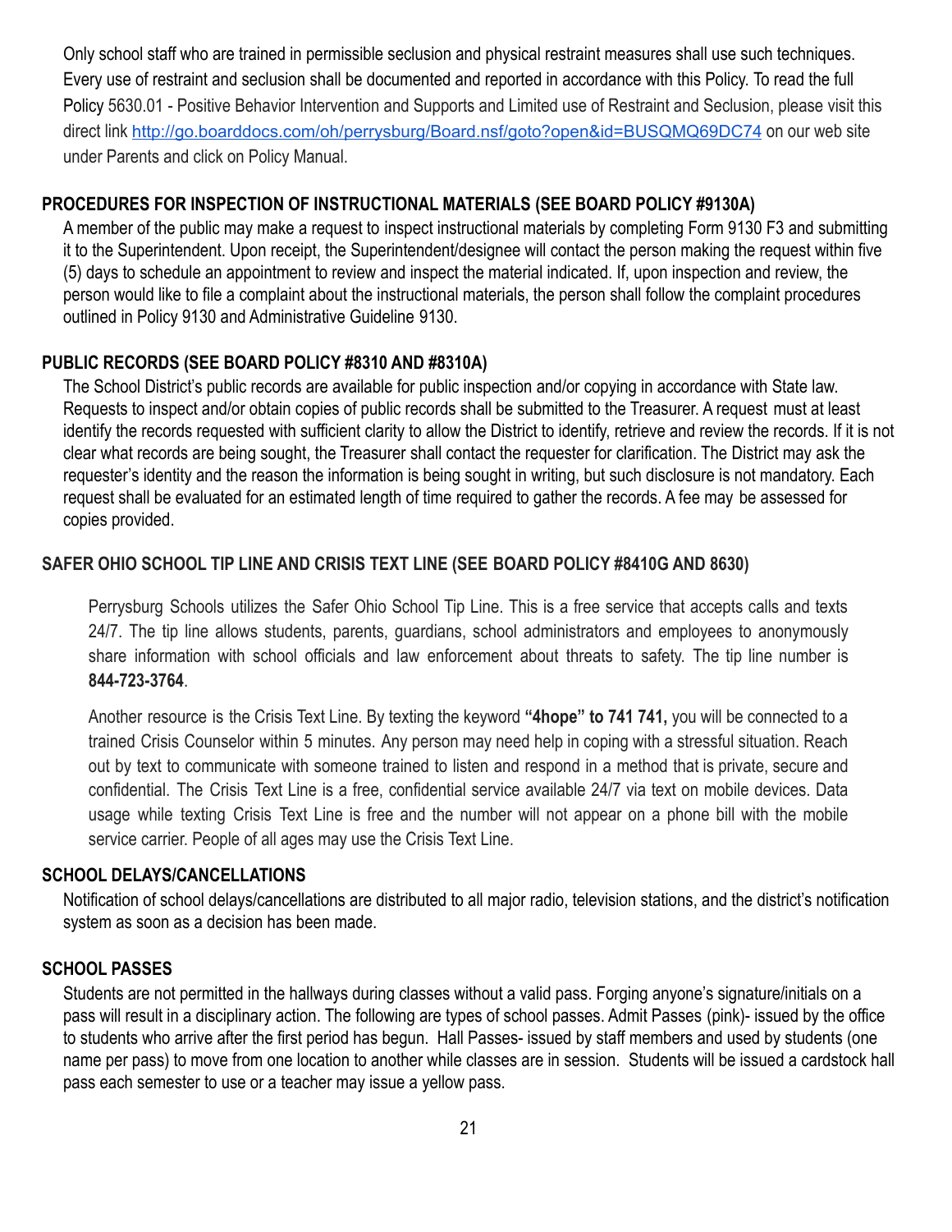Only school staff who are trained in permissible seclusion and physical restraint measures shall use such techniques. Every use of restraint and seclusion shall be documented and reported in accordance with this Policy. To read the full Policy 5630.01 - Positive Behavior Intervention and Supports and Limited use of Restraint and Seclusion, please visit this direct link http://go.boarddocs.com/oh/perrysburg/Board.nsf/goto?open&id=BUSQMQ69DC74 on our web site under Parents and click on Policy Manual.

## PROCEDURES FOR INSPECTION OF INSTRUCTIONAL MATERIALS (SEE BOARD POLICY #9130A)

A member of the public may make a request to inspect instructional materials by completing Form 9130 F3 and submitting it to the Superintendent. Upon receipt, the Superintendent/designee will contact the person making the request within five (5) days to schedule an appointment to review and inspect the material indicated. If, upon inspection and review, the person would like to file a complaint about the instructional materials, the person shall follow the complaint procedures outlined in Policy 9130 and Administrative Guideline 9130.

## PUBLIC RECORDS (SEE BOARD POLICY #8310 AND #8310A)

The School District's public records are available for public inspection and/or copying in accordance with State law. Requests to inspect and/or obtain copies of public records shall be submitted to the Treasurer. A request must at least identify the records requested with sufficient clarity to allow the District to identify, retrieve and review the records. If it is not clear what records are being sought, the Treasurer shall contact the requester for clarification. The District may ask the requester's identity and the reason the information is being sought in writing, but such disclosure is not mandatory. Each request shall be evaluated for an estimated length of time required to gather the records. A fee may be assessed for copies provided.

## SAFER OHIO SCHOOL TIP LINE AND CRISIS TEXT LINE (SEE BOARD POLICY #8410G AND 8630)

Perrysburg Schools utilizes the Safer Ohio School Tip Line. This is a free service that accepts calls and texts 24/7. The tip line allows students, parents, guardians, school administrators and employees to anonymously share information with school officials and law enforcement about threats to safety. The tip line number is **844-723-3764**.

Another resource is the Crisis Text Line. By texting the keyword **"4hope" to 741 741,** you will be connected to a trained Crisis Counselor within 5 minutes. Any person may need help in coping with a stressful situation. Reach out by text to communicate with someone trained to listen and respond in a method that is private, secure and confidential. The Crisis Text Line is a free, confidential service available 24/7 via text on mobile devices. Data usage while texting Crisis Text Line is free and the number will not appear on a phone bill with the mobile service carrier. People of all ages may use the Crisis Text Line.

## SCHOOL DELAYS/CANCELLATIONS

Notification of school delays/cancellations are distributed to all major radio, television stations, and the district's notification system as soon as a decision has been made.

## SCHOOL PASSES

Students are not permitted in the hallways during classes without a valid pass. Forging anyone's signature/initials on a pass will result in a disciplinary action. The following are types of school passes. Admit Passes (pink)- issued by the office to students who arrive after the first period has begun. Hall Passes- issued by staff members and used by students (one name per pass) to move from one location to another while classes are in session. Students will be issued a cardstock hall pass each semester to use or a teacher may issue a yellow pass.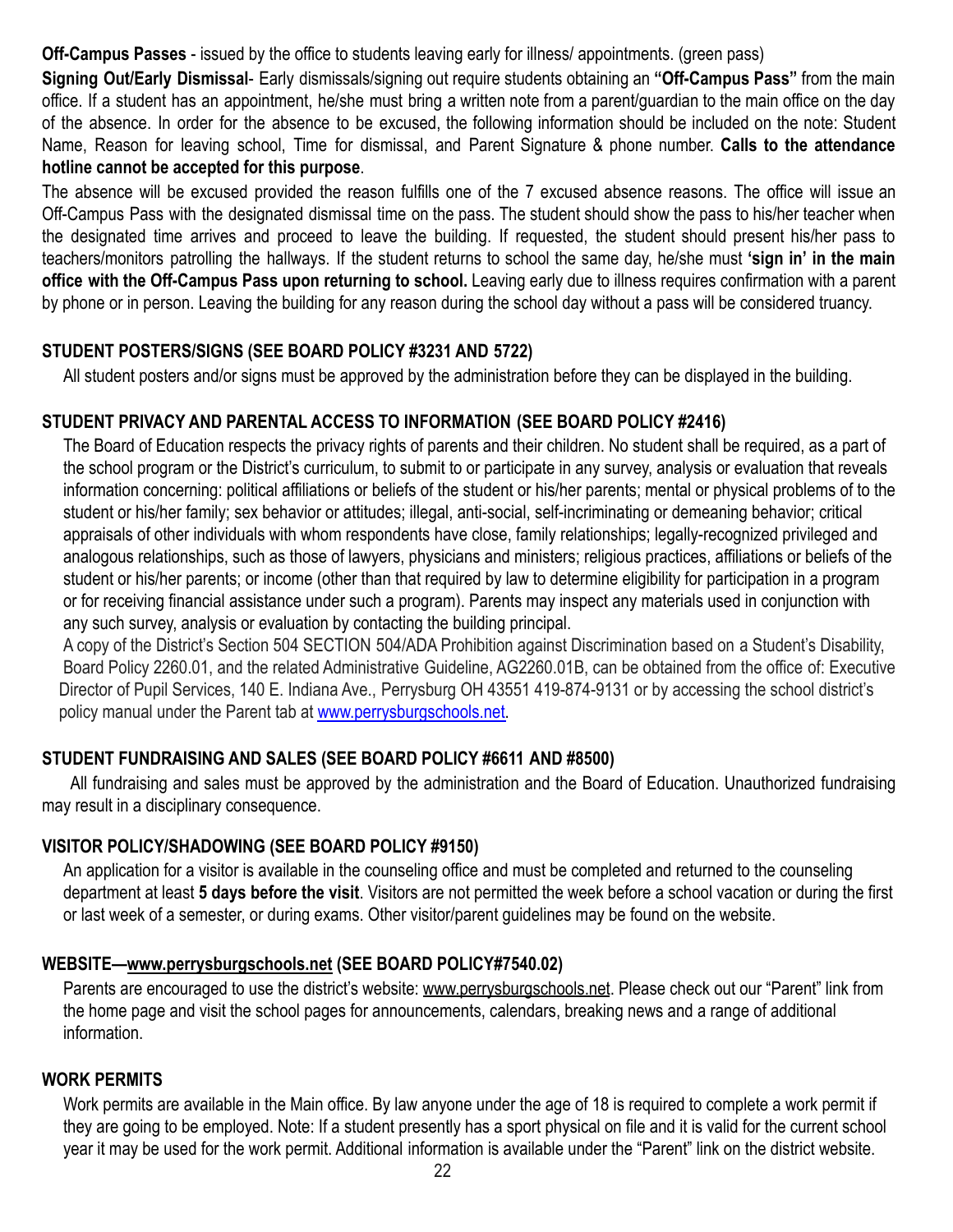**Off-Campus Passes** - issued by the office to students leaving early for illness/ appointments. (green pass)

**Signing Out/Early Dismissal**- Early dismissals/signing out require students obtaining an **"Off-Campus Pass"** from the main office. If a student has an appointment, he/she must bring a written note from a parent/guardian to the main office on the day of the absence. In order for the absence to be excused, the following information should be included on the note: Student Name, Reason for leaving school, Time for dismissal, and Parent Signature & phone number. **Calls to the attendance hotline cannot be accepted for this purpose**.

The absence will be excused provided the reason fulfills one of the 7 excused absence reasons. The office will issue an Off-Campus Pass with the designated dismissal time on the pass. The student should show the pass to his/her teacher when the designated time arrives and proceed to leave the building. If requested, the student should present his/her pass to teachers/monitors patrolling the hallways. If the student returns to school the same day, he/she must **'sign in' in the main office with the Off-Campus Pass upon returning to school.** Leaving early due to illness requires confirmation with a parent by phone or in person. Leaving the building for any reason during the school day without a pass will be considered truancy.

## STUDENT POSTERS/SIGNS (SEE BOARD POLICY #3231 AND 5722)

All student posters and/or signs must be approved by the administration before they can be displayed in the building.

## STUDENT PRIVACY AND PARENTAL ACCESS TO INFORMATION (SEE BOARD POLICY #2416)

The Board of Education respects the privacy rights of parents and their children. No student shall be required, as a part of the school program or the District's curriculum, to submit to or participate in any survey, analysis or evaluation that reveals information concerning: political affiliations or beliefs of the student or his/her parents; mental or physical problems of to the student or his/her family; sex behavior or attitudes; illegal, anti-social, self-incriminating or demeaning behavior; critical appraisals of other individuals with whom respondents have close, family relationships; legally-recognized privileged and analogous relationships, such as those of lawyers, physicians and ministers; religious practices, affiliations or beliefs of the student or his/her parents; or income (other than that required by law to determine eligibility for participation in a program or for receiving financial assistance under such a program). Parents may inspect any materials used in conjunction with any such survey, analysis or evaluation by contacting the building principal.

A copy of the District's Section 504 SECTION 504/ADA Prohibition against Discrimination based on a Student's Disability, Board Policy 2260.01, and the related Administrative Guideline, AG2260.01B, can be obtained from the office of: Executive Director of Pupil Services, 140 E. Indiana Ave., Perrysburg OH 43551 419-874-9131 or by accessing the school district's policy manual under the Parent tab at www.perrysburgschools.net.

## STUDENT FUNDRAISING AND SALES (SEE BOARD POLICY #6611 AND #8500)

All fundraising and sales must be approved by the administration and the Board of Education. Unauthorized fundraising may result in a disciplinary consequence.

## VISITOR POLICY/SHADOWING (SEE BOARD POLICY #9150)

An application for a visitor is available in the counseling office and must be completed and returned to the counseling department at least **5 days before the visit**. Visitors are not permitted the week before a school vacation or during the first or last week of a semester, or during exams. Other visitor/parent guidelines may be found on the website.

## WEBSITE—www.perrysburgschools.net (SEE BOARD POLICY#7540.02)

Parents are encouraged to use the district's website: www.perrysburgschools.net. Please check out our "Parent" link from the home page and visit the school pages for announcements, calendars, breaking news and a range of additional information.

## WORK PERMITS

Work permits are available in the Main office. By law anyone under the age of 18 is required to complete a work permit if they are going to be employed. Note: If a student presently has a sport physical on file and it is valid for the current school year it may be used for the work permit. Additional information is available under the "Parent" link on the district website.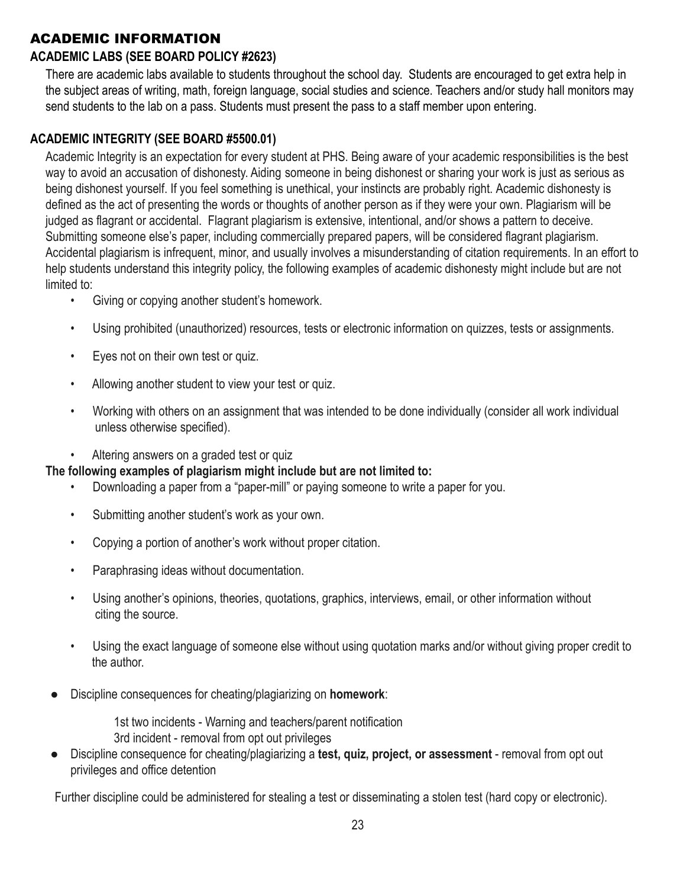# ACADEMIC INFORMATION

## ACADEMIC LABS (SEE BOARD POLICY #2623)

There are academic labs available to students throughout the school day. Students are encouraged to get extra help in the subject areas of writing, math, foreign language, social studies and science. Teachers and/or study hall monitors may send students to the lab on a pass. Students must present the pass to a staff member upon entering.

## ACADEMIC INTEGRITY (SEE BOARD #5500.01)

Academic Integrity is an expectation for every student at PHS. Being aware of your academic responsibilities is the best way to avoid an accusation of dishonesty. Aiding someone in being dishonest or sharing your work is just as serious as being dishonest yourself. If you feel something is unethical, your instincts are probably right. Academic dishonesty is defined as the act of presenting the words or thoughts of another person as if they were your own. Plagiarism will be judged as flagrant or accidental. Flagrant plagiarism is extensive, intentional, and/or shows a pattern to deceive. Submitting someone else's paper, including commercially prepared papers, will be considered flagrant plagiarism. Accidental plagiarism is infrequent, minor, and usually involves a misunderstanding of citation requirements. In an effort to help students understand this integrity policy, the following examples of academic dishonesty might include but are not limited to:

- Giving or copying another student's homework.
- Using prohibited (unauthorized) resources, tests or electronic information on quizzes, tests or assignments.
- Eyes not on their own test or quiz.
- Allowing another student to view your test or quiz.
- Working with others on an assignment that was intended to be done individually (consider all work individual unless otherwise specified).
- Altering answers on a graded test or quiz

**The following examples of plagiarism might include but are not limited to:**

- Downloading a paper from a "paper-mill" or paying someone to write a paper for you.
- Submitting another student's work as your own.
- Copying a portion of another's work without proper citation.
- Paraphrasing ideas without documentation.
- Using another's opinions, theories, quotations, graphics, interviews, email, or other information without citing the source.
- Using the exact language of someone else without using quotation marks and/or without giving proper credit to the author.

- Discipline consequences for cheating/plagiarizing on **homework**:

  1st two incidents - Warning and teachers/parent notification
  3rd incident - removal from opt out privileges

- Discipline consequence for cheating/plagiarizing a **test, quiz, project, or assessment** - removal from opt out privileges and office detention

Further discipline could be administered for stealing a test or disseminating a stolen test (hard copy or electronic).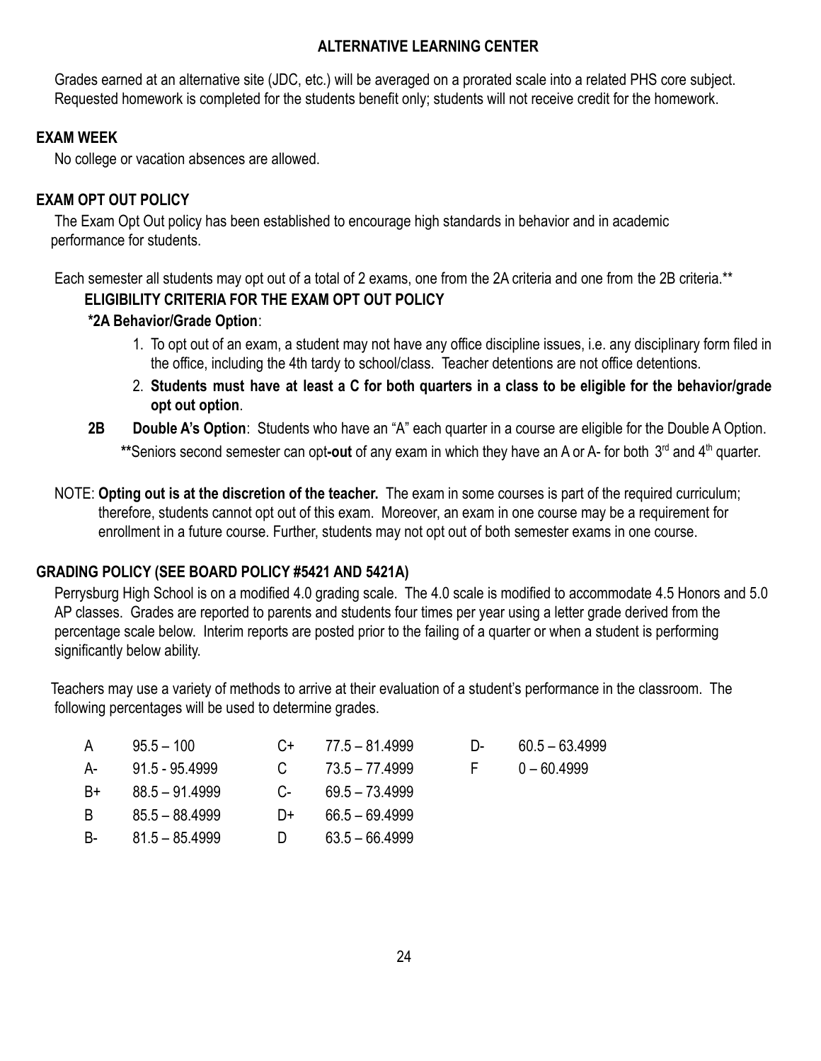## ALTERNATIVE LEARNING CENTER

Grades earned at an alternative site (JDC, etc.) will be averaged on a prorated scale into a related PHS core subject. Requested homework is completed for the students benefit only; students will not receive credit for the homework.

## EXAM WEEK

No college or vacation absences are allowed.

## EXAM OPT OUT POLICY

The Exam Opt Out policy has been established to encourage high standards in behavior and in academic performance for students.

Each semester all students may opt out of a total of 2 exams, one from the 2A criteria and one from the 2B criteria.**

### ELIGIBILITY CRITERIA FOR THE EXAM OPT OUT POLICY

**\*2A Behavior/Grade Option**:

1. To opt out of an exam, a student may not have any office discipline issues, i.e. any disciplinary form filed in the office, including the 4th tardy to school/class. Teacher detentions are not office detentions.
2. **Students must have at least a C for both quarters in a class to be eligible for the behavior/grade opt out option**.

**2B Double A's Option**: Students who have an "A" each quarter in a course are eligible for the Double A Option.

**Seniors second semester can opt**-out** of any exam in which they have an A or A- for both 3rd and 4th quarter.

NOTE: **Opting out is at the discretion of the teacher.** The exam in some courses is part of the required curriculum; therefore, students cannot opt out of this exam. Moreover, an exam in one course may be a requirement for enrollment in a future course. Further, students may not opt out of both semester exams in one course.

## GRADING POLICY (SEE BOARD POLICY #5421 AND 5421A)

Perrysburg High School is on a modified 4.0 grading scale. The 4.0 scale is modified to accommodate 4.5 Honors and 5.0 AP classes. Grades are reported to parents and students four times per year using a letter grade derived from the percentage scale below. Interim reports are posted prior to the failing of a quarter or when a student is performing significantly below ability.

Teachers may use a variety of methods to arrive at their evaluation of a student's performance in the classroom. The following percentages will be used to determine grades.

| | | | | | |
|---|---|---|---|---|---|
| A | 95.5 – 100 | C+ | 77.5 – 81.4999 | D- | 60.5 – 63.4999 |
| A- | 91.5 - 95.4999 | C | 73.5 – 77.4999 | F | 0 – 60.4999 |
| B+ | 88.5 – 91.4999 | C- | 69.5 – 73.4999 | | |
| B | 85.5 – 88.4999 | D+ | 66.5 – 69.4999 | | |
| B- | 81.5 – 85.4999 | D | 63.5 – 66.4999 | | |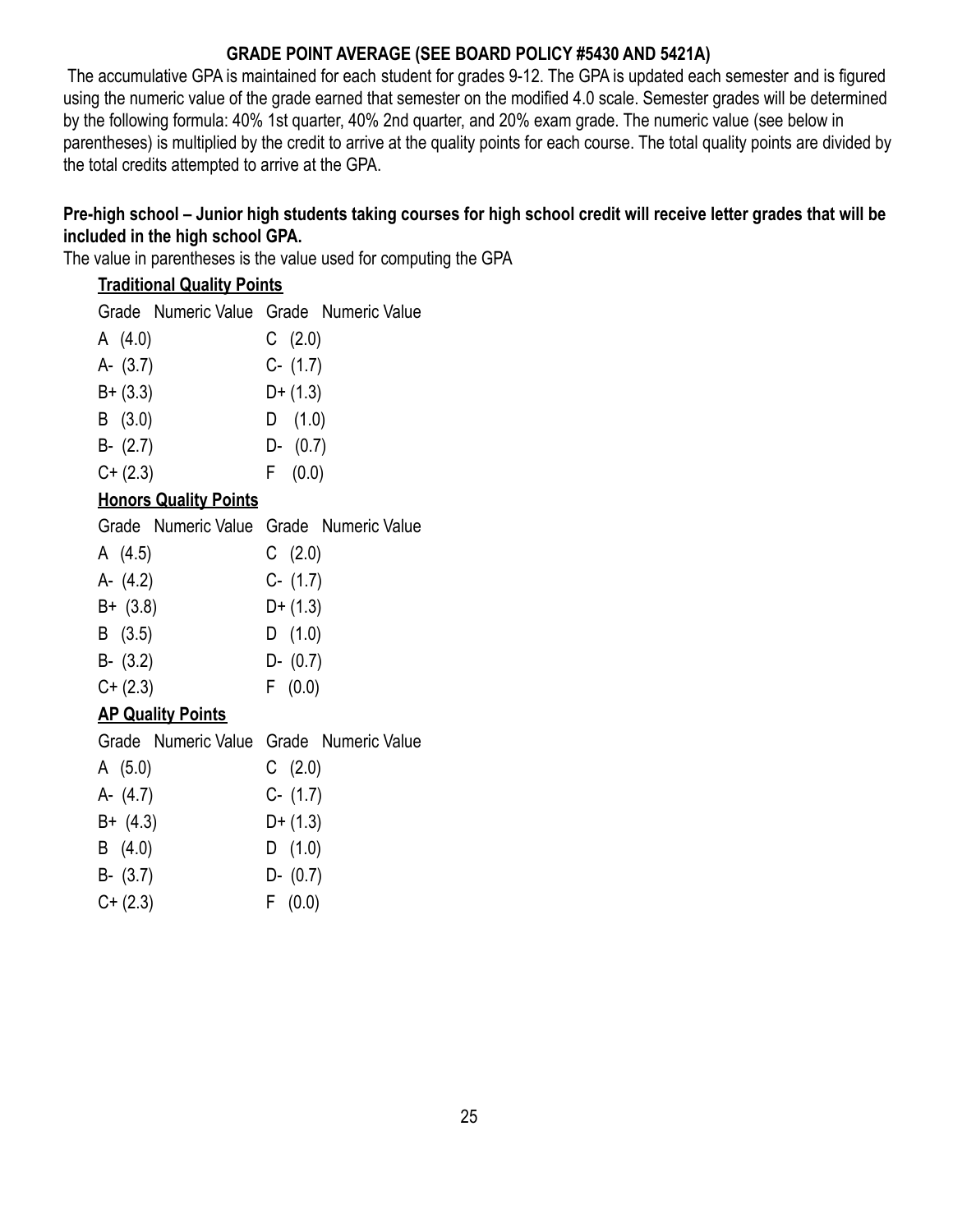## GRADE POINT AVERAGE (SEE BOARD POLICY #5430 AND 5421A)

The accumulative GPA is maintained for each student for grades 9-12. The GPA is updated each semester and is figured using the numeric value of the grade earned that semester on the modified 4.0 scale. Semester grades will be determined by the following formula: 40% 1st quarter, 40% 2nd quarter, and 20% exam grade. The numeric value (see below in parentheses) is multiplied by the credit to arrive at the quality points for each course. The total quality points are divided by the total credits attempted to arrive at the GPA.

**Pre-high school – Junior high students taking courses for high school credit will receive letter grades that will be included in the high school GPA.**

The value in parentheses is the value used for computing the GPA

**Traditional Quality Points**

| Grade Numeric Value | Grade Numeric Value |
|---|---|
| A (4.0) | C (2.0) |
| A- (3.7) | C- (1.7) |
| B+ (3.3) | D+ (1.3) |
| B (3.0) | D (1.0) |
| B- (2.7) | D- (0.7) |
| C+ (2.3) | F (0.0) |

**Honors Quality Points**

| Grade Numeric Value | Grade Numeric Value |
|---|---|
| A (4.5) | C (2.0) |
| A- (4.2) | C- (1.7) |
| B+ (3.8) | D+ (1.3) |
| B (3.5) | D (1.0) |
| B- (3.2) | D- (0.7) |
| C+ (2.3) | F (0.0) |

**AP Quality Points**

| Grade Numeric Value | Grade Numeric Value |
|---|---|
| A (5.0) | C (2.0) |
| A- (4.7) | C- (1.7) |
| B+ (4.3) | D+ (1.3) |
| B (4.0) | D (1.0) |
| B- (3.7) | D- (0.7) |
| C+ (2.3) | F (0.0) |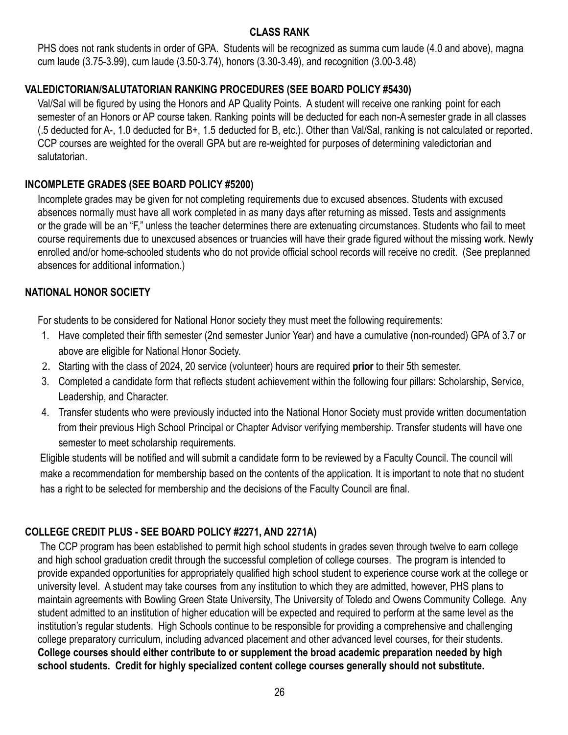## CLASS RANK

PHS does not rank students in order of GPA. Students will be recognized as summa cum laude (4.0 and above), magna cum laude (3.75-3.99), cum laude (3.50-3.74), honors (3.30-3.49), and recognition (3.00-3.48)

## VALEDICTORIAN/SALUTATORIAN RANKING PROCEDURES (SEE BOARD POLICY #5430)

Val/Sal will be figured by using the Honors and AP Quality Points. A student will receive one ranking point for each semester of an Honors or AP course taken. Ranking points will be deducted for each non-A semester grade in all classes (.5 deducted for A-, 1.0 deducted for B+, 1.5 deducted for B, etc.). Other than Val/Sal, ranking is not calculated or reported. CCP courses are weighted for the overall GPA but are re-weighted for purposes of determining valedictorian and salutatorian.

## INCOMPLETE GRADES (SEE BOARD POLICY #5200)

Incomplete grades may be given for not completing requirements due to excused absences. Students with excused absences normally must have all work completed in as many days after returning as missed. Tests and assignments or the grade will be an "F," unless the teacher determines there are extenuating circumstances. Students who fail to meet course requirements due to unexcused absences or truancies will have their grade figured without the missing work. Newly enrolled and/or home-schooled students who do not provide official school records will receive no credit. (See preplanned absences for additional information.)

## NATIONAL HONOR SOCIETY

For students to be considered for National Honor society they must meet the following requirements:

1. Have completed their fifth semester (2nd semester Junior Year) and have a cumulative (non-rounded) GPA of 3.7 or above are eligible for National Honor Society.
2. Starting with the class of 2024, 20 service (volunteer) hours are required **prior** to their 5th semester.
3. Completed a candidate form that reflects student achievement within the following four pillars: Scholarship, Service, Leadership, and Character.
4. Transfer students who were previously inducted into the National Honor Society must provide written documentation from their previous High School Principal or Chapter Advisor verifying membership. Transfer students will have one semester to meet scholarship requirements.

Eligible students will be notified and will submit a candidate form to be reviewed by a Faculty Council. The council will make a recommendation for membership based on the contents of the application. It is important to note that no student has a right to be selected for membership and the decisions of the Faculty Council are final.

## COLLEGE CREDIT PLUS - SEE BOARD POLICY #2271, AND 2271A)

The CCP program has been established to permit high school students in grades seven through twelve to earn college and high school graduation credit through the successful completion of college courses. The program is intended to provide expanded opportunities for appropriately qualified high school student to experience course work at the college or university level. A student may take courses from any institution to which they are admitted, however, PHS plans to maintain agreements with Bowling Green State University, The University of Toledo and Owens Community College. Any student admitted to an institution of higher education will be expected and required to perform at the same level as the institution's regular students. High Schools continue to be responsible for providing a comprehensive and challenging college preparatory curriculum, including advanced placement and other advanced level courses, for their students. **College courses should either contribute to or supplement the broad academic preparation needed by high school students. Credit for highly specialized content college courses generally should not substitute.**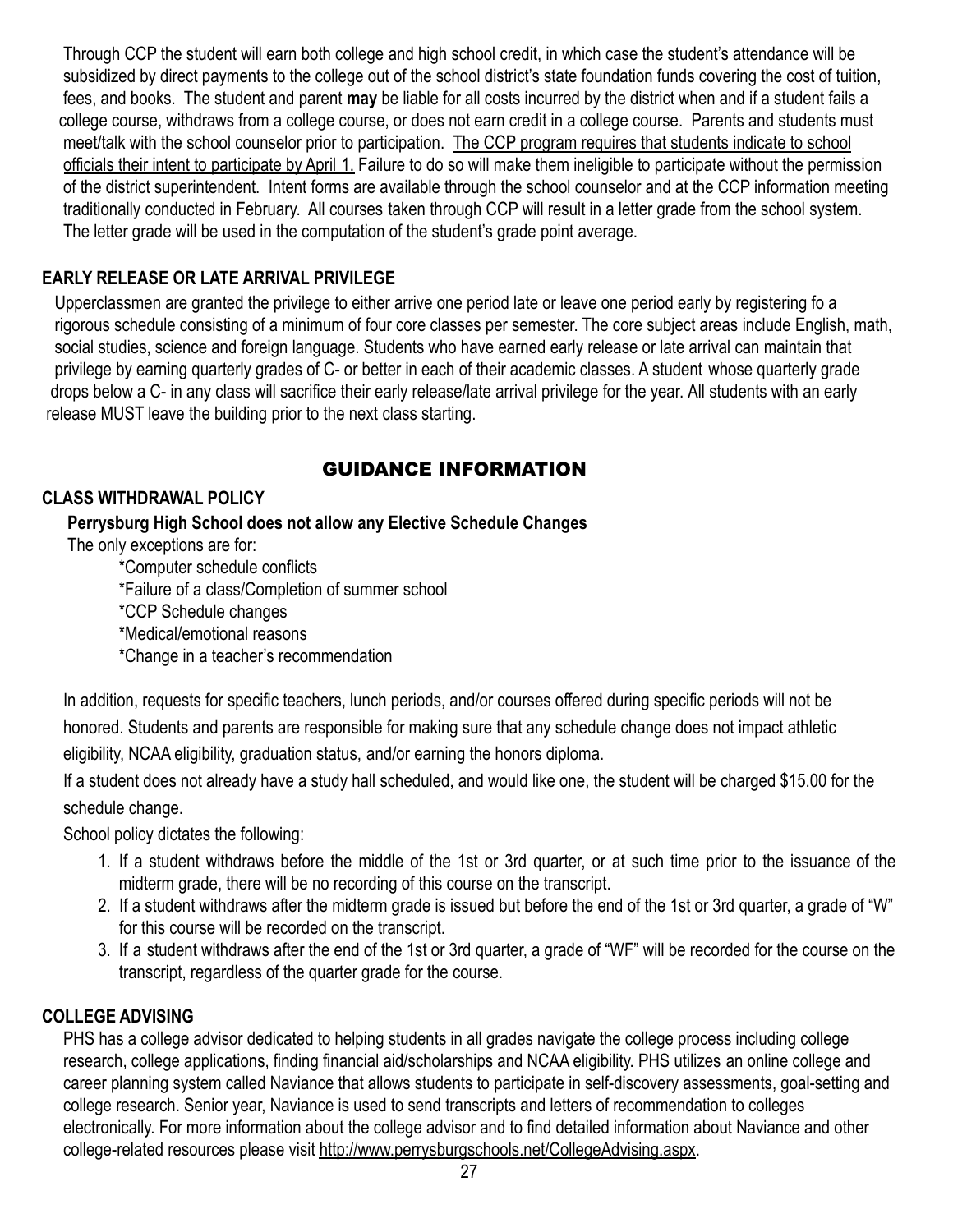Through CCP the student will earn both college and high school credit, in which case the student's attendance will be subsidized by direct payments to the college out of the school district's state foundation funds covering the cost of tuition, fees, and books. The student and parent **may** be liable for all costs incurred by the district when and if a student fails a college course, withdraws from a college course, or does not earn credit in a college course. Parents and students must meet/talk with the school counselor prior to participation. The CCP program requires that students indicate to school officials their intent to participate by April 1. Failure to do so will make them ineligible to participate without the permission of the district superintendent. Intent forms are available through the school counselor and at the CCP information meeting traditionally conducted in February. All courses taken through CCP will result in a letter grade from the school system. The letter grade will be used in the computation of the student's grade point average.

### EARLY RELEASE OR LATE ARRIVAL PRIVILEGE

Upperclassmen are granted the privilege to either arrive one period late or leave one period early by registering fo a rigorous schedule consisting of a minimum of four core classes per semester. The core subject areas include English, math, social studies, science and foreign language. Students who have earned early release or late arrival can maintain that privilege by earning quarterly grades of C- or better in each of their academic classes. A student whose quarterly grade drops below a C- in any class will sacrifice their early release/late arrival privilege for the year. All students with an early release MUST leave the building prior to the next class starting.

## GUIDANCE INFORMATION

### CLASS WITHDRAWAL POLICY

**Perrysburg High School does not allow any Elective Schedule Changes**

The only exceptions are for:

*Computer schedule conflicts
*Failure of a class/Completion of summer school
*CCP Schedule changes
*Medical/emotional reasons
*Change in a teacher's recommendation

In addition, requests for specific teachers, lunch periods, and/or courses offered during specific periods will not be honored. Students and parents are responsible for making sure that any schedule change does not impact athletic eligibility, NCAA eligibility, graduation status, and/or earning the honors diploma.

If a student does not already have a study hall scheduled, and would like one, the student will be charged $15.00 for the schedule change.

School policy dictates the following:

1. If a student withdraws before the middle of the 1st or 3rd quarter, or at such time prior to the issuance of the midterm grade, there will be no recording of this course on the transcript.
2. If a student withdraws after the midterm grade is issued but before the end of the 1st or 3rd quarter, a grade of "W" for this course will be recorded on the transcript.
3. If a student withdraws after the end of the 1st or 3rd quarter, a grade of "WF" will be recorded for the course on the transcript, regardless of the quarter grade for the course.

### COLLEGE ADVISING

PHS has a college advisor dedicated to helping students in all grades navigate the college process including college research, college applications, finding financial aid/scholarships and NCAA eligibility. PHS utilizes an online college and career planning system called Naviance that allows students to participate in self-discovery assessments, goal-setting and college research. Senior year, Naviance is used to send transcripts and letters of recommendation to colleges electronically. For more information about the college advisor and to find detailed information about Naviance and other college-related resources please visit http://www.perrysburgschools.net/CollegeAdvising.aspx.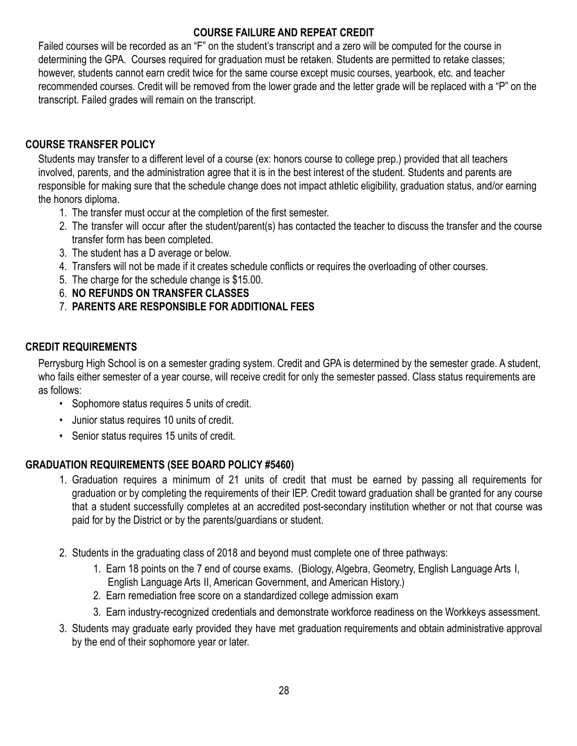## COURSE FAILURE AND REPEAT CREDIT

Failed courses will be recorded as an "F" on the student's transcript and a zero will be computed for the course in determining the GPA. Courses required for graduation must be retaken. Students are permitted to retake classes; however, students cannot earn credit twice for the same course except music courses, yearbook, etc. and teacher recommended courses. Credit will be removed from the lower grade and the letter grade will be replaced with a "P" on the transcript. Failed grades will remain on the transcript.

## COURSE TRANSFER POLICY

Students may transfer to a different level of a course (ex: honors course to college prep.) provided that all teachers involved, parents, and the administration agree that it is in the best interest of the student. Students and parents are responsible for making sure that the schedule change does not impact athletic eligibility, graduation status, and/or earning the honors diploma.

1. The transfer must occur at the completion of the first semester.
2. The transfer will occur after the student/parent(s) has contacted the teacher to discuss the transfer and the course transfer form has been completed.
3. The student has a D average or below.
4. Transfers will not be made if it creates schedule conflicts or requires the overloading of other courses.
5. The charge for the schedule change is $15.00.
6. **NO REFUNDS ON TRANSFER CLASSES**
7. **PARENTS ARE RESPONSIBLE FOR ADDITIONAL FEES**

## CREDIT REQUIREMENTS

Perrysburg High School is on a semester grading system. Credit and GPA is determined by the semester grade. A student, who fails either semester of a year course, will receive credit for only the semester passed. Class status requirements are as follows:

- Sophomore status requires 5 units of credit.
- Junior status requires 10 units of credit.
- Senior status requires 15 units of credit.

## GRADUATION REQUIREMENTS (SEE BOARD POLICY #5460)

1. Graduation requires a minimum of 21 units of credit that must be earned by passing all requirements for graduation or by completing the requirements of their IEP. Credit toward graduation shall be granted for any course that a student successfully completes at an accredited post-secondary institution whether or not that course was paid for by the District or by the parents/guardians or student.

2. Students in the graduating class of 2018 and beyond must complete one of three pathways:
   1. Earn 18 points on the 7 end of course exams. (Biology, Algebra, Geometry, English Language Arts I, English Language Arts II, American Government, and American History.)
   2. Earn remediation free score on a standardized college admission exam
   3. Earn industry-recognized credentials and demonstrate workforce readiness on the Workkeys assessment.
3. Students may graduate early provided they have met graduation requirements and obtain administrative approval by the end of their sophomore year or later.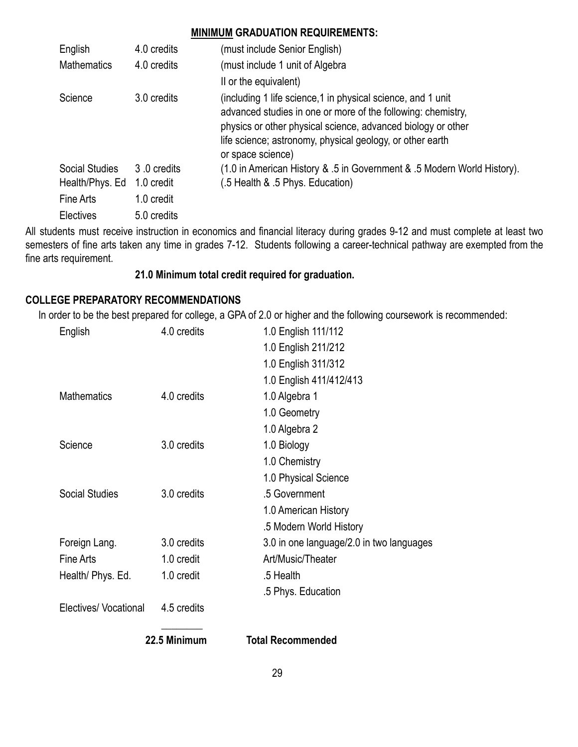## MINIMUM GRADUATION REQUIREMENTS:

| | | |
|---|---|---|
| English | 4.0 credits | (must include Senior English) |
| Mathematics | 4.0 credits | (must include 1 unit of Algebra II or the equivalent) |
| Science | 3.0 credits | (including 1 life science,1 in physical science, and 1 unit advanced studies in one or more of the following: chemistry, physics or other physical science, advanced biology or other life science; astronomy, physical geology, or other earth or space science) |
| Social Studies | 3 .0 credits | (1.0 in American History & .5 in Government & .5 Modern World History). |
| Health/Phys. Ed | 1.0 credit | (.5 Health & .5 Phys. Education) |
| Fine Arts | 1.0 credit | |
| Electives | 5.0 credits | |

All students must receive instruction in economics and financial literacy during grades 9-12 and must complete at least two semesters of fine arts taken any time in grades 7-12. Students following a career-technical pathway are exempted from the fine arts requirement.

**21.0 Minimum total credit required for graduation.**

## COLLEGE PREPARATORY RECOMMENDATIONS

In order to be the best prepared for college, a GPA of 2.0 or higher and the following coursework is recommended:

| | | |
|---|---|---|
| English | 4.0 credits | 1.0 English 111/112 |
| | | 1.0 English 211/212 |
| | | 1.0 English 311/312 |
| | | 1.0 English 411/412/413 |
| Mathematics | 4.0 credits | 1.0 Algebra 1 |
| | | 1.0 Geometry |
| | | 1.0 Algebra 2 |
| Science | 3.0 credits | 1.0 Biology |
| | | 1.0 Chemistry |
| | | 1.0 Physical Science |
| Social Studies | 3.0 credits | .5 Government |
| | | 1.0 American History |
| | | .5 Modern World History |
| Foreign Lang. | 3.0 credits | 3.0 in one language/2.0 in two languages |
| Fine Arts | 1.0 credit | Art/Music/Theater |
| Health/ Phys. Ed. | 1.0 credit | .5 Health |
| | | .5 Phys. Education |
| Electives/ Vocational | 4.5 credits | |
| | **22.5 Minimum** | **Total Recommended** |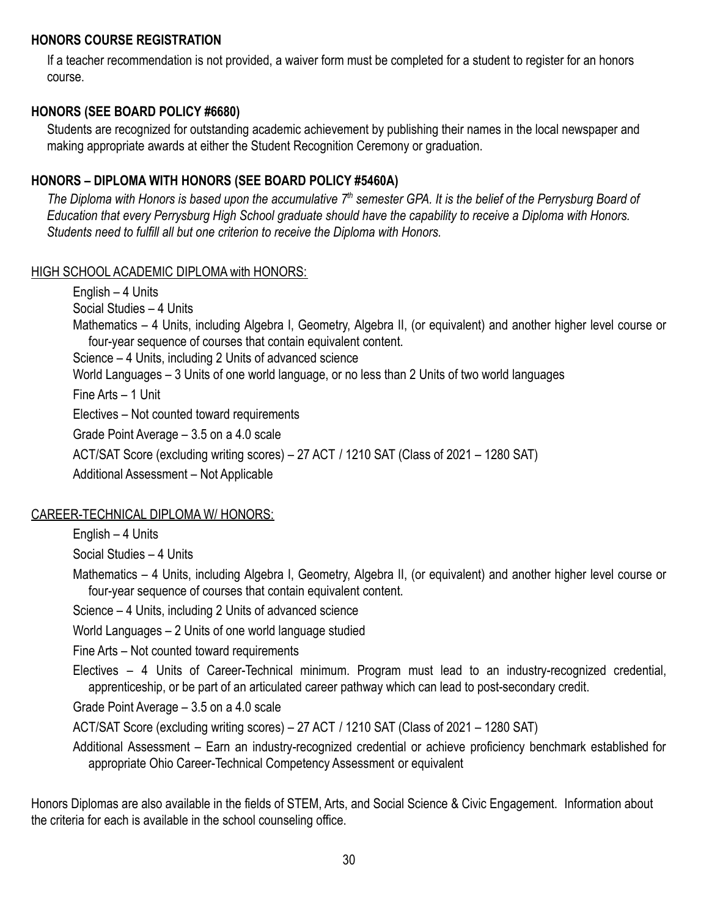### HONORS COURSE REGISTRATION

If a teacher recommendation is not provided, a waiver form must be completed for a student to register for an honors course.

### HONORS (SEE BOARD POLICY #6680)

Students are recognized for outstanding academic achievement by publishing their names in the local newspaper and making appropriate awards at either the Student Recognition Ceremony or graduation.

### HONORS – DIPLOMA WITH HONORS (SEE BOARD POLICY #5460A)

*The Diploma with Honors is based upon the accumulative 7th semester GPA. It is the belief of the Perrysburg Board of Education that every Perrysburg High School graduate should have the capability to receive a Diploma with Honors. Students need to fulfill all but one criterion to receive the Diploma with Honors.*

HIGH SCHOOL ACADEMIC DIPLOMA with HONORS:

- English – 4 Units
- Social Studies – 4 Units
- Mathematics – 4 Units, including Algebra I, Geometry, Algebra II, (or equivalent) and another higher level course or four-year sequence of courses that contain equivalent content.
- Science – 4 Units, including 2 Units of advanced science
- World Languages – 3 Units of one world language, or no less than 2 Units of two world languages
- Fine Arts – 1 Unit
- Electives – Not counted toward requirements
- Grade Point Average – 3.5 on a 4.0 scale
- ACT/SAT Score (excluding writing scores) – 27 ACT / 1210 SAT (Class of 2021 – 1280 SAT)
- Additional Assessment – Not Applicable

CAREER-TECHNICAL DIPLOMA W/ HONORS:

- English – 4 Units
- Social Studies – 4 Units
- Mathematics – 4 Units, including Algebra I, Geometry, Algebra II, (or equivalent) and another higher level course or four-year sequence of courses that contain equivalent content.
- Science – 4 Units, including 2 Units of advanced science
- World Languages – 2 Units of one world language studied
- Fine Arts – Not counted toward requirements
- Electives – 4 Units of Career-Technical minimum. Program must lead to an industry-recognized credential, apprenticeship, or be part of an articulated career pathway which can lead to post-secondary credit.
- Grade Point Average – 3.5 on a 4.0 scale
- ACT/SAT Score (excluding writing scores) – 27 ACT / 1210 SAT (Class of 2021 – 1280 SAT)
- Additional Assessment – Earn an industry-recognized credential or achieve proficiency benchmark established for appropriate Ohio Career-Technical Competency Assessment or equivalent

Honors Diplomas are also available in the fields of STEM, Arts, and Social Science & Civic Engagement. Information about the criteria for each is available in the school counseling office.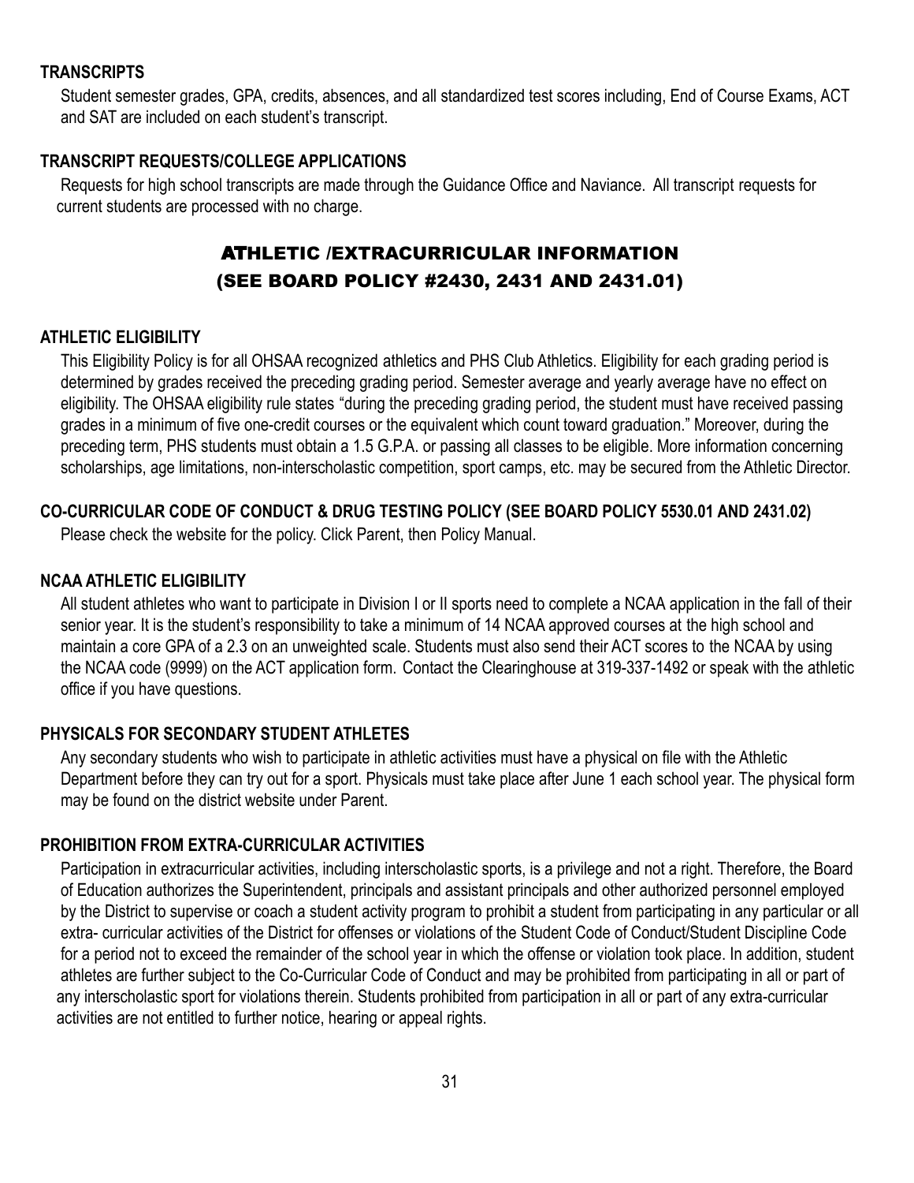### TRANSCRIPTS

Student semester grades, GPA, credits, absences, and all standardized test scores including, End of Course Exams, ACT and SAT are included on each student's transcript.

### TRANSCRIPT REQUESTS/COLLEGE APPLICATIONS

Requests for high school transcripts are made through the Guidance Office and Naviance. All transcript requests for current students are processed with no charge.

## ATHLETIC /EXTRACURRICULAR INFORMATION (SEE BOARD POLICY #2430, 2431 AND 2431.01)

### ATHLETIC ELIGIBILITY

This Eligibility Policy is for all OHSAA recognized athletics and PHS Club Athletics. Eligibility for each grading period is determined by grades received the preceding grading period. Semester average and yearly average have no effect on eligibility. The OHSAA eligibility rule states "during the preceding grading period, the student must have received passing grades in a minimum of five one-credit courses or the equivalent which count toward graduation." Moreover, during the preceding term, PHS students must obtain a 1.5 G.P.A. or passing all classes to be eligible. More information concerning scholarships, age limitations, non-interscholastic competition, sport camps, etc. may be secured from the Athletic Director.

### CO-CURRICULAR CODE OF CONDUCT & DRUG TESTING POLICY (SEE BOARD POLICY 5530.01 AND 2431.02)

Please check the website for the policy. Click Parent, then Policy Manual.

### NCAA ATHLETIC ELIGIBILITY

All student athletes who want to participate in Division I or II sports need to complete a NCAA application in the fall of their senior year. It is the student's responsibility to take a minimum of 14 NCAA approved courses at the high school and maintain a core GPA of a 2.3 on an unweighted scale. Students must also send their ACT scores to the NCAA by using the NCAA code (9999) on the ACT application form. Contact the Clearinghouse at 319-337-1492 or speak with the athletic office if you have questions.

### PHYSICALS FOR SECONDARY STUDENT ATHLETES

Any secondary students who wish to participate in athletic activities must have a physical on file with the Athletic Department before they can try out for a sport. Physicals must take place after June 1 each school year. The physical form may be found on the district website under Parent.

### PROHIBITION FROM EXTRA-CURRICULAR ACTIVITIES

Participation in extracurricular activities, including interscholastic sports, is a privilege and not a right. Therefore, the Board of Education authorizes the Superintendent, principals and assistant principals and other authorized personnel employed by the District to supervise or coach a student activity program to prohibit a student from participating in any particular or all extra- curricular activities of the District for offenses or violations of the Student Code of Conduct/Student Discipline Code for a period not to exceed the remainder of the school year in which the offense or violation took place. In addition, student athletes are further subject to the Co-Curricular Code of Conduct and may be prohibited from participating in all or part of any interscholastic sport for violations therein. Students prohibited from participation in all or part of any extra-curricular activities are not entitled to further notice, hearing or appeal rights.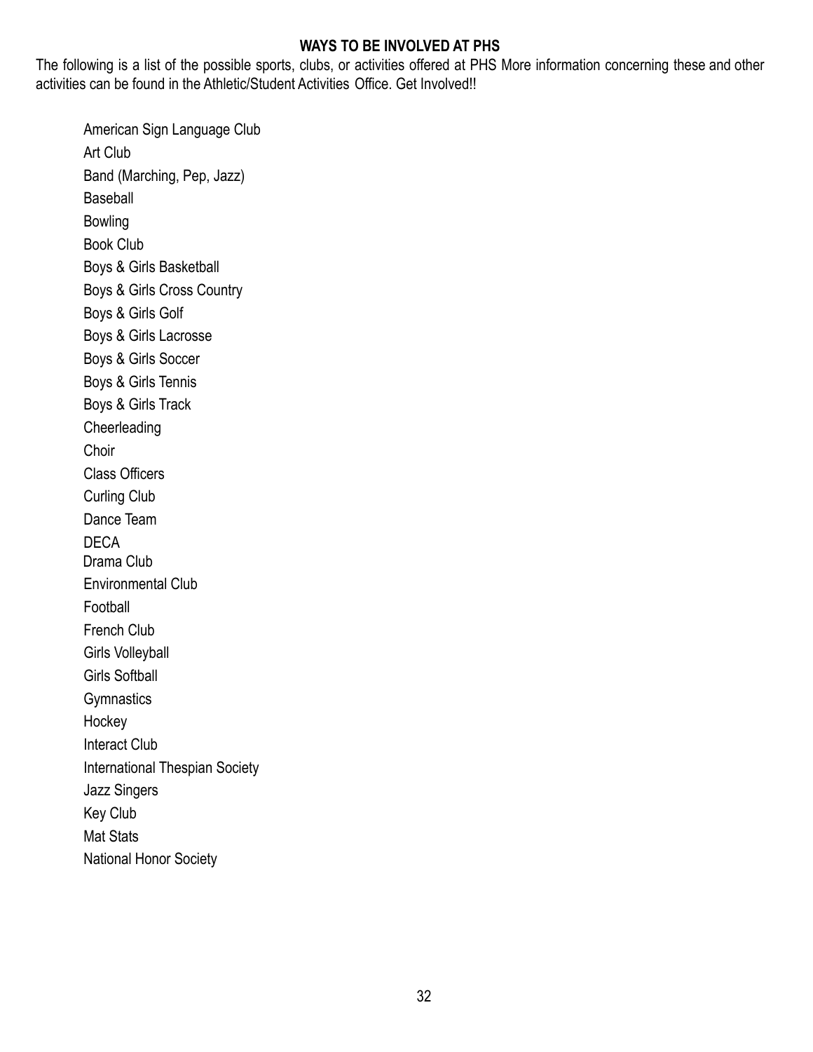**WAYS TO BE INVOLVED AT PHS**

The following is a list of the possible sports, clubs, or activities offered at PHS More information concerning these and other activities can be found in the Athletic/Student Activities Office. Get Involved!!

- American Sign Language Club
- Art Club
- Band (Marching, Pep, Jazz)
- Baseball
- Bowling
- Book Club
- Boys & Girls Basketball
- Boys & Girls Cross Country
- Boys & Girls Golf
- Boys & Girls Lacrosse
- Boys & Girls Soccer
- Boys & Girls Tennis
- Boys & Girls Track
- Cheerleading
- Choir
- Class Officers
- Curling Club
- Dance Team
- DECA
- Drama Club
- Environmental Club
- Football
- French Club
- Girls Volleyball
- Girls Softball
- Gymnastics
- Hockey
- Interact Club
- International Thespian Society
- Jazz Singers
- Key Club
- Mat Stats
- National Honor Society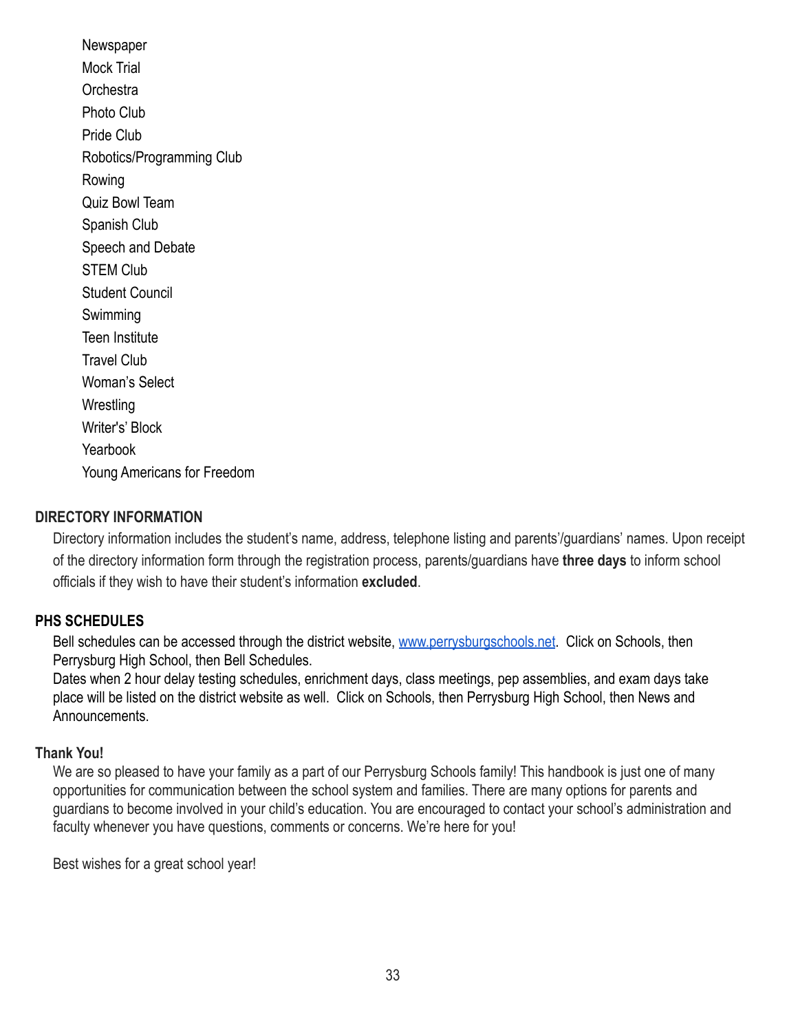- Newspaper
- Mock Trial
- Orchestra
- Photo Club
- Pride Club
- Robotics/Programming Club
- Rowing
- Quiz Bowl Team
- Spanish Club
- Speech and Debate
- STEM Club
- Student Council
- Swimming
- Teen Institute
- Travel Club
- Woman's Select
- Wrestling
- Writer's' Block
- Yearbook
- Young Americans for Freedom

## DIRECTORY INFORMATION

Directory information includes the student's name, address, telephone listing and parents'/guardians' names. Upon receipt of the directory information form through the registration process, parents/guardians have **three days** to inform school officials if they wish to have their student's information **excluded**.

## PHS SCHEDULES

Bell schedules can be accessed through the district website, [www.perrysburgschools.net](http://www.perrysburgschools.net). Click on Schools, then Perrysburg High School, then Bell Schedules.
Dates when 2 hour delay testing schedules, enrichment days, class meetings, pep assemblies, and exam days take place will be listed on the district website as well. Click on Schools, then Perrysburg High School, then News and Announcements.

## Thank You!

We are so pleased to have your family as a part of our Perrysburg Schools family! This handbook is just one of many opportunities for communication between the school system and families. There are many options for parents and guardians to become involved in your child's education. You are encouraged to contact your school's administration and faculty whenever you have questions, comments or concerns. We're here for you!

Best wishes for a great school year!